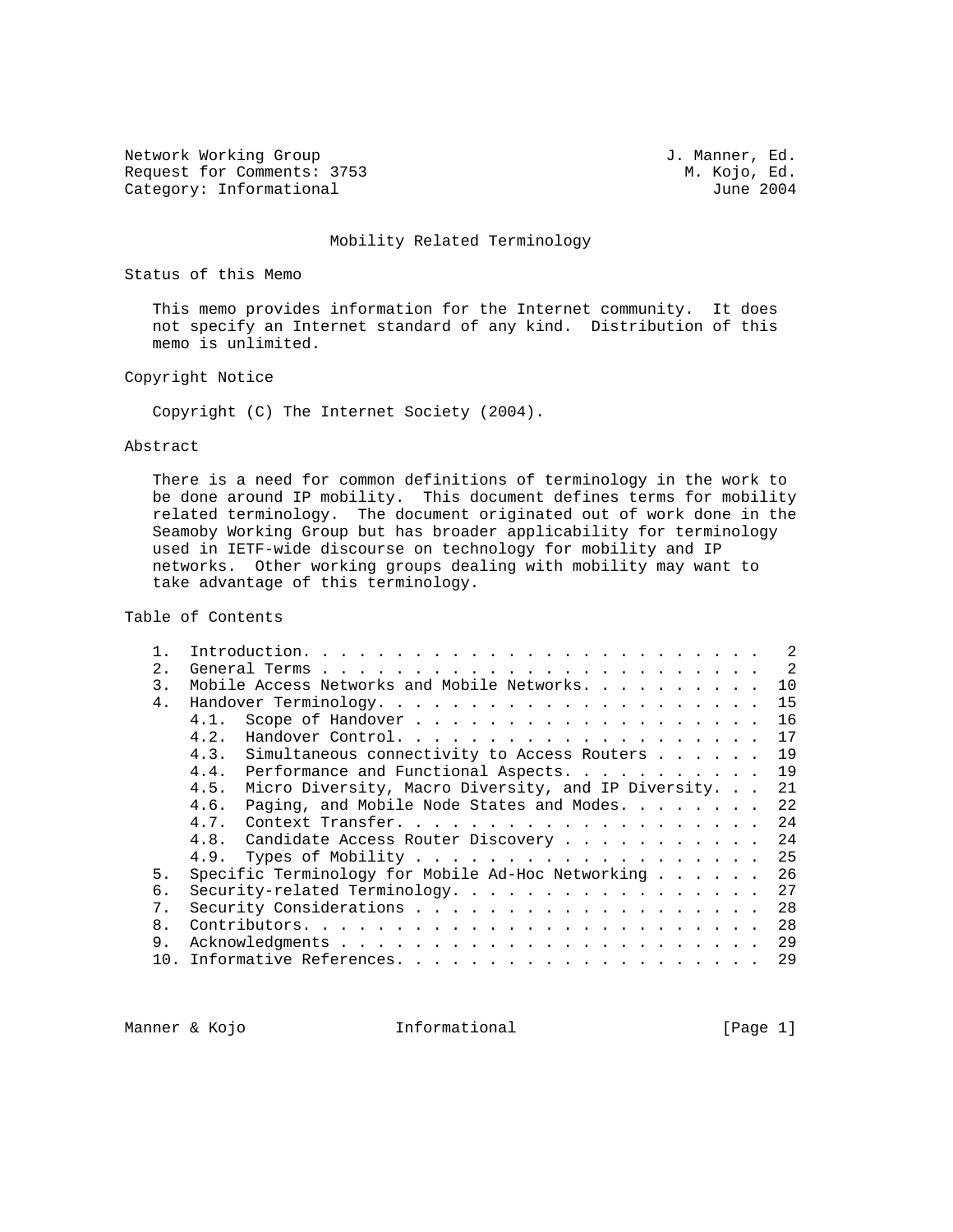Network Working Group J. Manner, Ed.
Request for Comments: 3753 M. Kojo, Ed.
Category: Informational June 2004

# Mobility Related Terminology

## Status of this Memo

This memo provides information for the Internet community. It does not specify an Internet standard of any kind. Distribution of this memo is unlimited.

## Copyright Notice

Copyright (C) The Internet Society (2004).

## Abstract

There is a need for common definitions of terminology in the work to be done around IP mobility. This document defines terms for mobility related terminology. The document originated out of work done in the Seamoby Working Group but has broader applicability for terminology used in IETF-wide discourse on technology for mobility and IP networks. Other working groups dealing with mobility may want to take advantage of this terminology.

## Table of Contents

1. Introduction. . . . . . . . . . . . . . . . . . . . . . . . . 2
2. General Terms . . . . . . . . . . . . . . . . . . . . . . . . 2
3. Mobile Access Networks and Mobile Networks. . . . . . . . . . 10
4. Handover Terminology. . . . . . . . . . . . . . . . . . . . . 15
   - 4.1. Scope of Handover . . . . . . . . . . . . . . . . . . . 16
   - 4.2. Handover Control. . . . . . . . . . . . . . . . . . . . 17
   - 4.3. Simultaneous connectivity to Access Routers . . . . . . 19
   - 4.4. Performance and Functional Aspects. . . . . . . . . . . 19
   - 4.5. Micro Diversity, Macro Diversity, and IP Diversity. . . 21
   - 4.6. Paging, and Mobile Node States and Modes. . . . . . . . 22
   - 4.7. Context Transfer. . . . . . . . . . . . . . . . . . . . 24
   - 4.8. Candidate Access Router Discovery . . . . . . . . . . . 24
   - 4.9. Types of Mobility . . . . . . . . . . . . . . . . . . . 25
5. Specific Terminology for Mobile Ad-Hoc Networking . . . . . . 26
6. Security-related Terminology. . . . . . . . . . . . . . . . . 27
7. Security Considerations . . . . . . . . . . . . . . . . . . . 28
8. Contributors. . . . . . . . . . . . . . . . . . . . . . . . . 28
9. Acknowledgments . . . . . . . . . . . . . . . . . . . . . . . 29
10. Informative References. . . . . . . . . . . . . . . . . . . . 29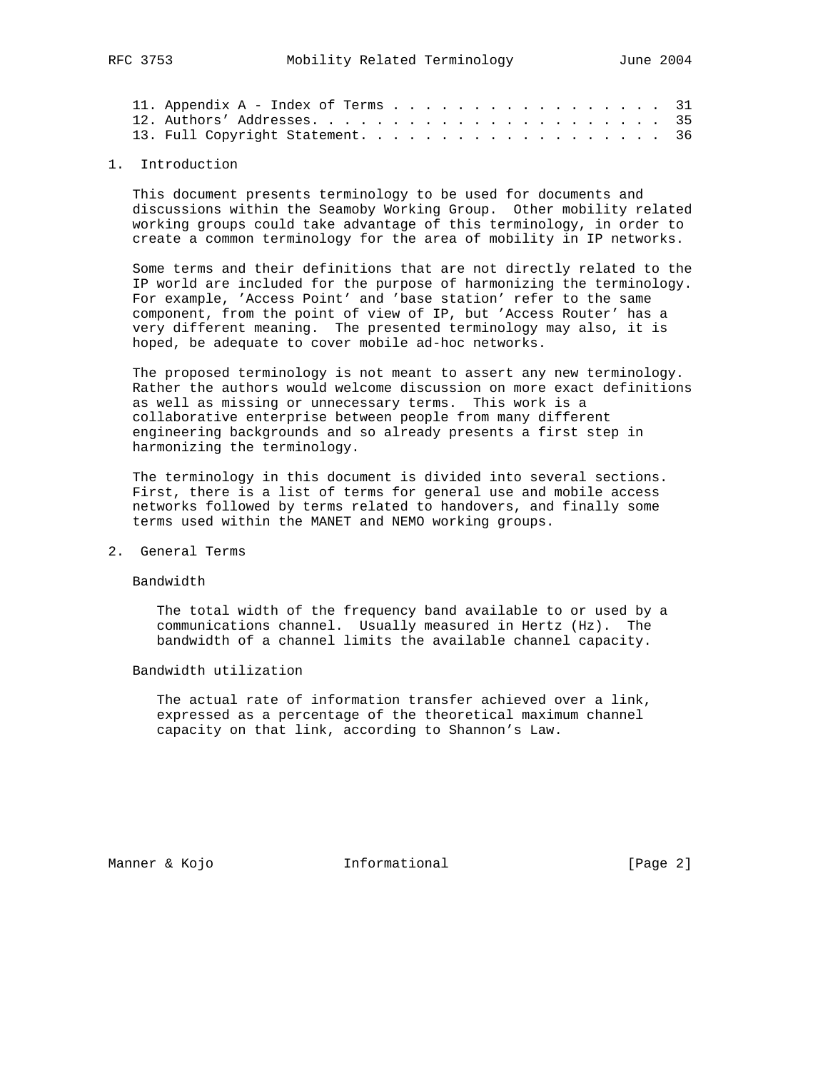11. Appendix A - Index of Terms . . . . . . . . . . . . . . . . . . 31
12. Authors' Addresses. . . . . . . . . . . . . . . . . . . . . . . 35
13. Full Copyright Statement. . . . . . . . . . . . . . . . . . . . 36

# 1. Introduction

This document presents terminology to be used for documents and discussions within the Seamoby Working Group. Other mobility related working groups could take advantage of this terminology, in order to create a common terminology for the area of mobility in IP networks.

Some terms and their definitions that are not directly related to the IP world are included for the purpose of harmonizing the terminology. For example, 'Access Point' and 'base station' refer to the same component, from the point of view of IP, but 'Access Router' has a very different meaning. The presented terminology may also, it is hoped, be adequate to cover mobile ad-hoc networks.

The proposed terminology is not meant to assert any new terminology. Rather the authors would welcome discussion on more exact definitions as well as missing or unnecessary terms. This work is a collaborative enterprise between people from many different engineering backgrounds and so already presents a first step in harmonizing the terminology.

The terminology in this document is divided into several sections. First, there is a list of terms for general use and mobile access networks followed by terms related to handovers, and finally some terms used within the MANET and NEMO working groups.

# 2. General Terms

Bandwidth

The total width of the frequency band available to or used by a communications channel. Usually measured in Hertz (Hz). The bandwidth of a channel limits the available channel capacity.

Bandwidth utilization

The actual rate of information transfer achieved over a link, expressed as a percentage of the theoretical maximum channel capacity on that link, according to Shannon's Law.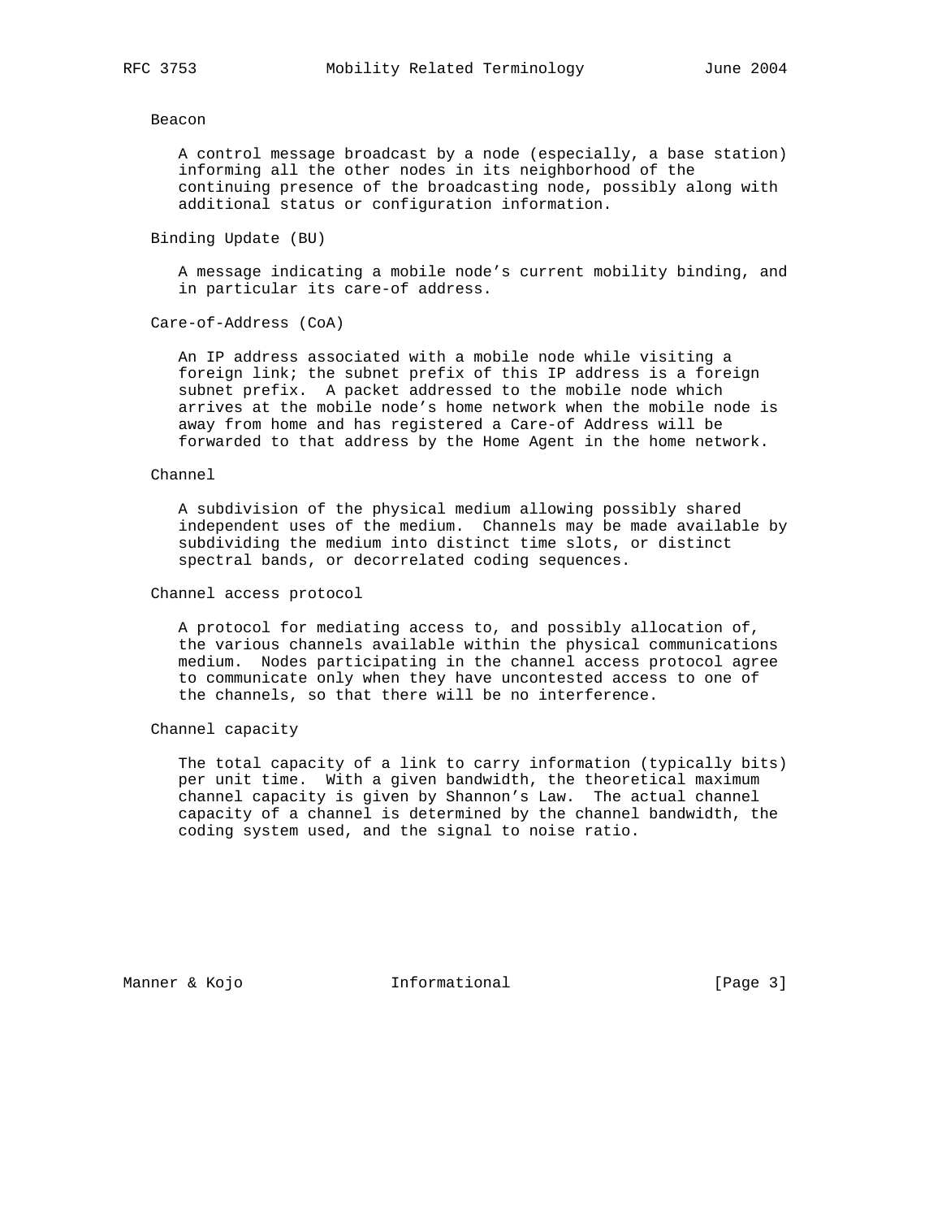Beacon

A control message broadcast by a node (especially, a base station) informing all the other nodes in its neighborhood of the continuing presence of the broadcasting node, possibly along with additional status or configuration information.

Binding Update (BU)

A message indicating a mobile node's current mobility binding, and in particular its care-of address.

Care-of-Address (CoA)

An IP address associated with a mobile node while visiting a foreign link; the subnet prefix of this IP address is a foreign subnet prefix. A packet addressed to the mobile node which arrives at the mobile node's home network when the mobile node is away from home and has registered a Care-of Address will be forwarded to that address by the Home Agent in the home network.

Channel

A subdivision of the physical medium allowing possibly shared independent uses of the medium. Channels may be made available by subdividing the medium into distinct time slots, or distinct spectral bands, or decorrelated coding sequences.

Channel access protocol

A protocol for mediating access to, and possibly allocation of, the various channels available within the physical communications medium. Nodes participating in the channel access protocol agree to communicate only when they have uncontested access to one of the channels, so that there will be no interference.

Channel capacity

The total capacity of a link to carry information (typically bits) per unit time. With a given bandwidth, the theoretical maximum channel capacity is given by Shannon's Law. The actual channel capacity of a channel is determined by the channel bandwidth, the coding system used, and the signal to noise ratio.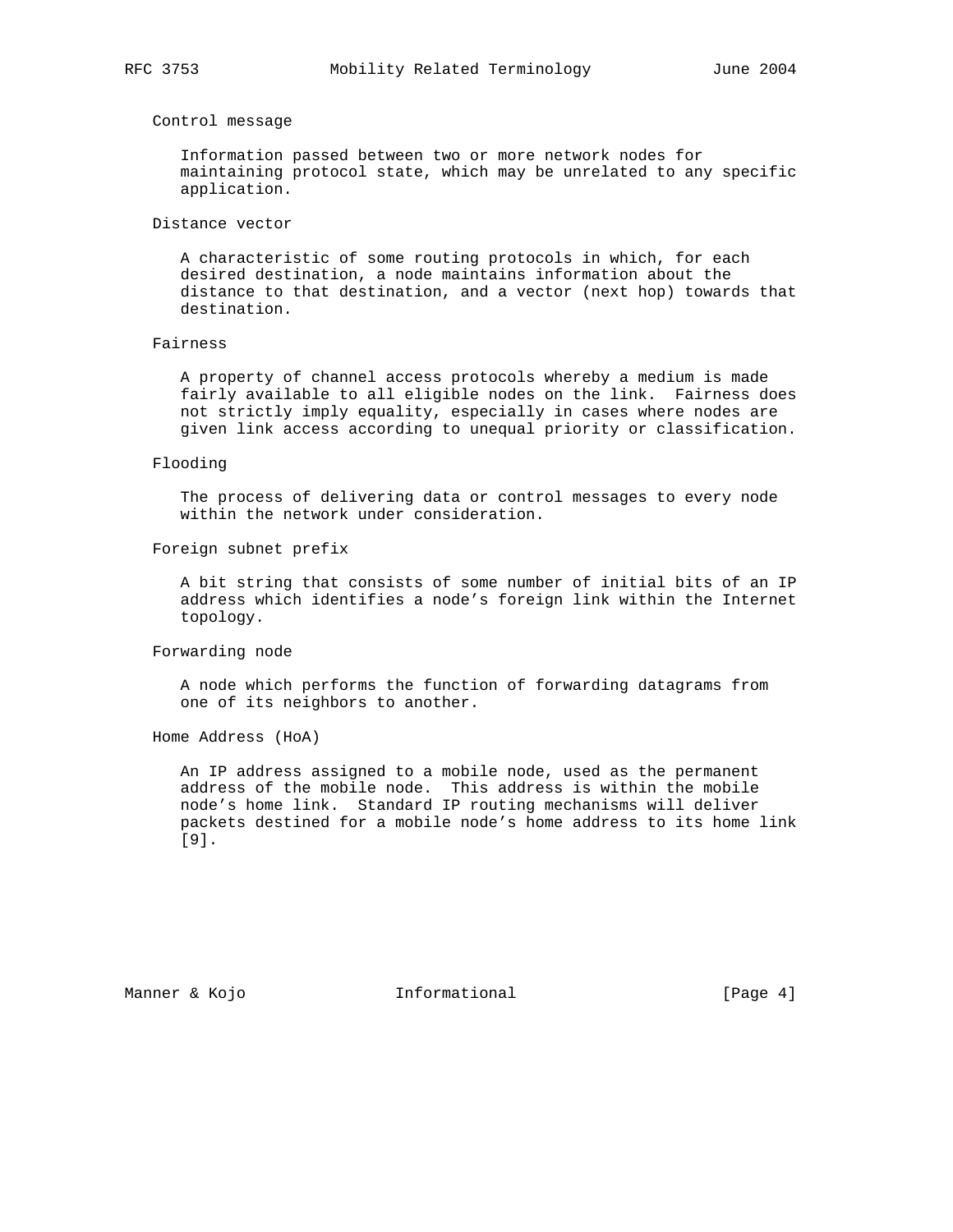Control message

Information passed between two or more network nodes for maintaining protocol state, which may be unrelated to any specific application.

Distance vector

A characteristic of some routing protocols in which, for each desired destination, a node maintains information about the distance to that destination, and a vector (next hop) towards that destination.

Fairness

A property of channel access protocols whereby a medium is made fairly available to all eligible nodes on the link. Fairness does not strictly imply equality, especially in cases where nodes are given link access according to unequal priority or classification.

Flooding

The process of delivering data or control messages to every node within the network under consideration.

Foreign subnet prefix

A bit string that consists of some number of initial bits of an IP address which identifies a node's foreign link within the Internet topology.

Forwarding node

A node which performs the function of forwarding datagrams from one of its neighbors to another.

Home Address (HoA)

An IP address assigned to a mobile node, used as the permanent address of the mobile node. This address is within the mobile node's home link. Standard IP routing mechanisms will deliver packets destined for a mobile node's home address to its home link [9].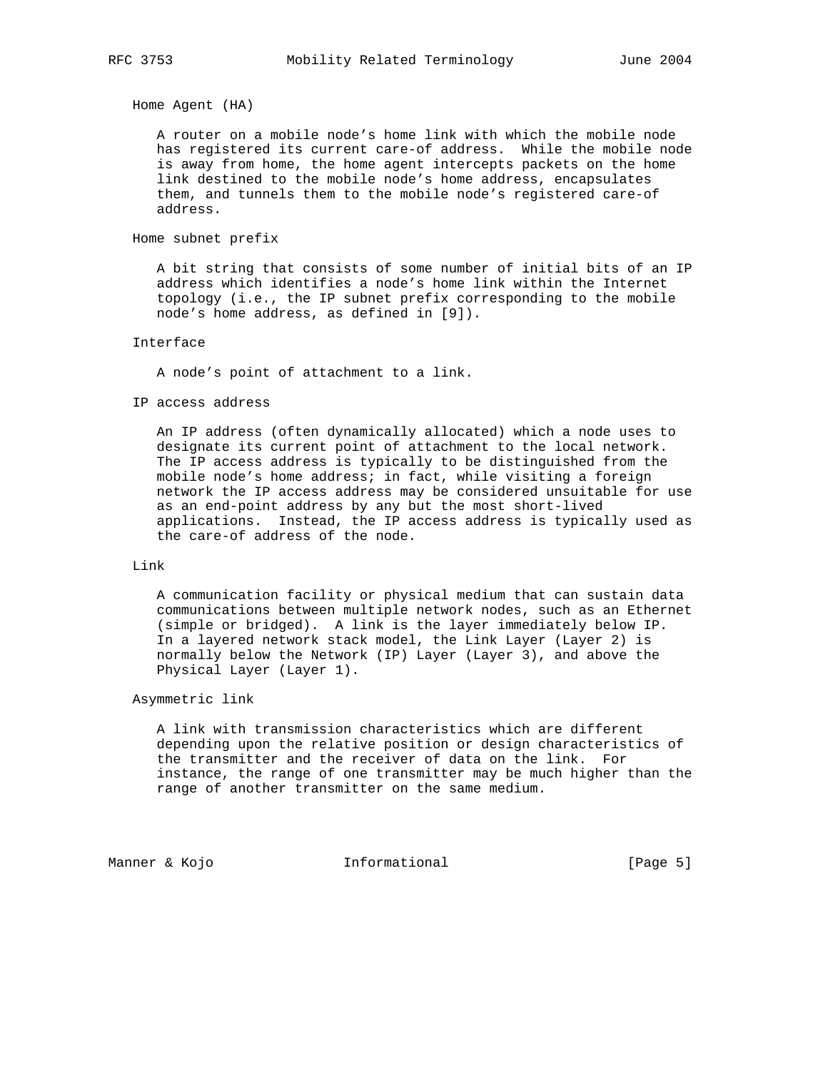Home Agent (HA)

A router on a mobile node's home link with which the mobile node has registered its current care-of address. While the mobile node is away from home, the home agent intercepts packets on the home link destined to the mobile node's home address, encapsulates them, and tunnels them to the mobile node's registered care-of address.

Home subnet prefix

A bit string that consists of some number of initial bits of an IP address which identifies a node's home link within the Internet topology (i.e., the IP subnet prefix corresponding to the mobile node's home address, as defined in [9]).

Interface

A node's point of attachment to a link.

IP access address

An IP address (often dynamically allocated) which a node uses to designate its current point of attachment to the local network. The IP access address is typically to be distinguished from the mobile node's home address; in fact, while visiting a foreign network the IP access address may be considered unsuitable for use as an end-point address by any but the most short-lived applications. Instead, the IP access address is typically used as the care-of address of the node.

Link

A communication facility or physical medium that can sustain data communications between multiple network nodes, such as an Ethernet (simple or bridged). A link is the layer immediately below IP. In a layered network stack model, the Link Layer (Layer 2) is normally below the Network (IP) Layer (Layer 3), and above the Physical Layer (Layer 1).

Asymmetric link

A link with transmission characteristics which are different depending upon the relative position or design characteristics of the transmitter and the receiver of data on the link. For instance, the range of one transmitter may be much higher than the range of another transmitter on the same medium.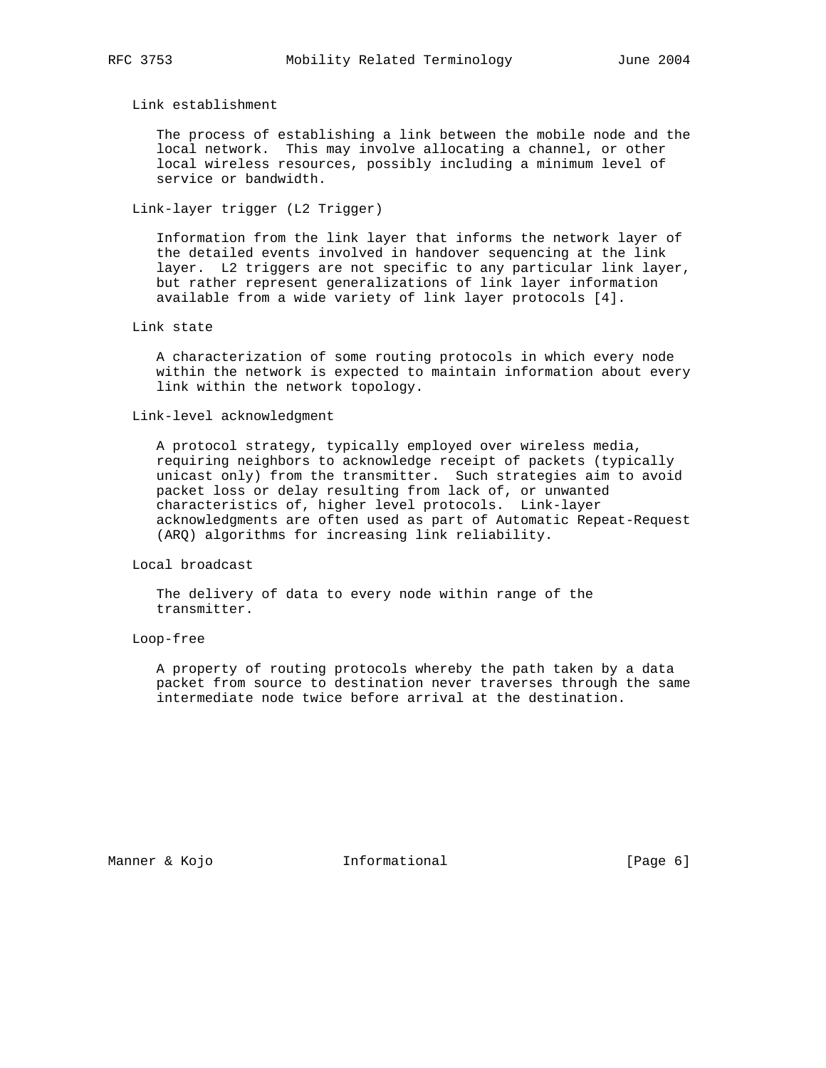Link establishment

The process of establishing a link between the mobile node and the local network. This may involve allocating a channel, or other local wireless resources, possibly including a minimum level of service or bandwidth.

Link-layer trigger (L2 Trigger)

Information from the link layer that informs the network layer of the detailed events involved in handover sequencing at the link layer. L2 triggers are not specific to any particular link layer, but rather represent generalizations of link layer information available from a wide variety of link layer protocols [4].

Link state

A characterization of some routing protocols in which every node within the network is expected to maintain information about every link within the network topology.

Link-level acknowledgment

A protocol strategy, typically employed over wireless media, requiring neighbors to acknowledge receipt of packets (typically unicast only) from the transmitter. Such strategies aim to avoid packet loss or delay resulting from lack of, or unwanted characteristics of, higher level protocols. Link-layer acknowledgments are often used as part of Automatic Repeat-Request (ARQ) algorithms for increasing link reliability.

Local broadcast

The delivery of data to every node within range of the transmitter.

Loop-free

A property of routing protocols whereby the path taken by a data packet from source to destination never traverses through the same intermediate node twice before arrival at the destination.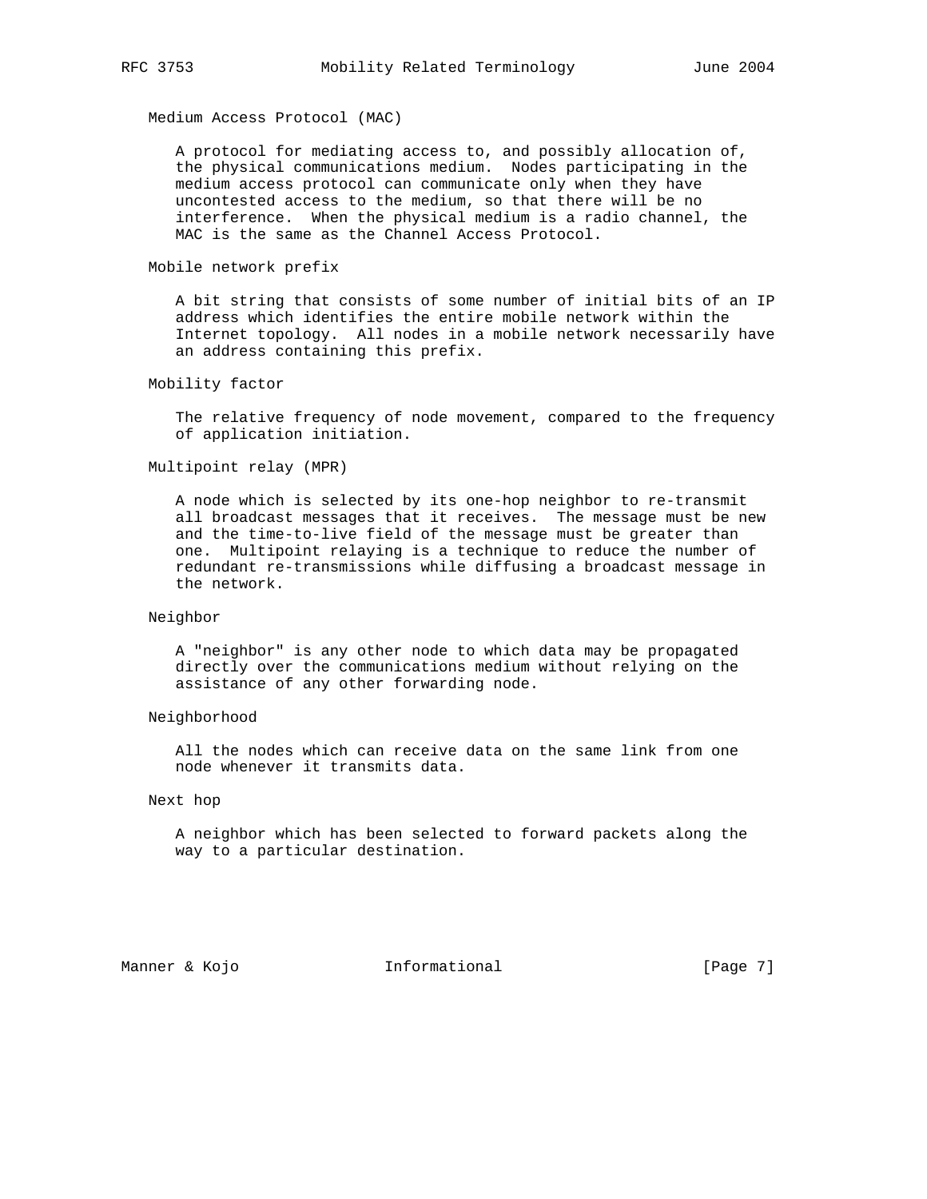Medium Access Protocol (MAC)

A protocol for mediating access to, and possibly allocation of, the physical communications medium. Nodes participating in the medium access protocol can communicate only when they have uncontested access to the medium, so that there will be no interference. When the physical medium is a radio channel, the MAC is the same as the Channel Access Protocol.

Mobile network prefix

A bit string that consists of some number of initial bits of an IP address which identifies the entire mobile network within the Internet topology. All nodes in a mobile network necessarily have an address containing this prefix.

Mobility factor

The relative frequency of node movement, compared to the frequency of application initiation.

Multipoint relay (MPR)

A node which is selected by its one-hop neighbor to re-transmit all broadcast messages that it receives. The message must be new and the time-to-live field of the message must be greater than one. Multipoint relaying is a technique to reduce the number of redundant re-transmissions while diffusing a broadcast message in the network.

Neighbor

A "neighbor" is any other node to which data may be propagated directly over the communications medium without relying on the assistance of any other forwarding node.

Neighborhood

All the nodes which can receive data on the same link from one node whenever it transmits data.

Next hop

A neighbor which has been selected to forward packets along the way to a particular destination.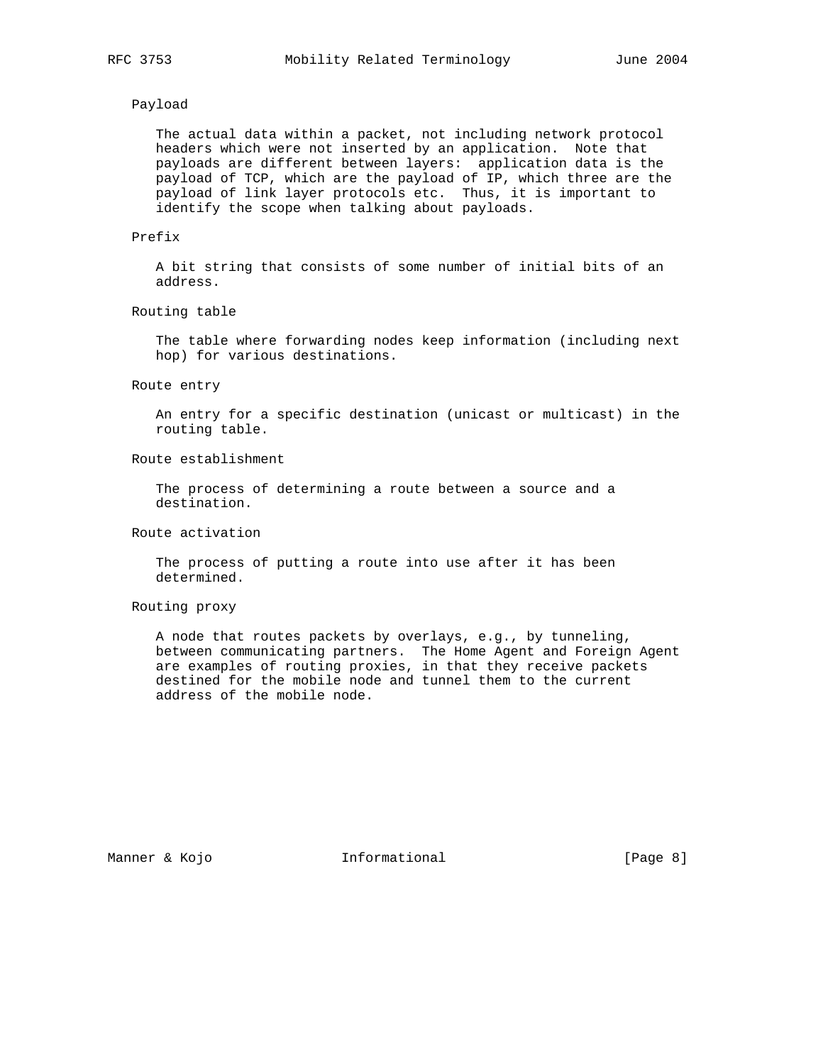Payload

The actual data within a packet, not including network protocol headers which were not inserted by an application. Note that payloads are different between layers: application data is the payload of TCP, which are the payload of IP, which three are the payload of link layer protocols etc. Thus, it is important to identify the scope when talking about payloads.

Prefix

A bit string that consists of some number of initial bits of an address.

Routing table

The table where forwarding nodes keep information (including next hop) for various destinations.

Route entry

An entry for a specific destination (unicast or multicast) in the routing table.

Route establishment

The process of determining a route between a source and a destination.

Route activation

The process of putting a route into use after it has been determined.

Routing proxy

A node that routes packets by overlays, e.g., by tunneling, between communicating partners. The Home Agent and Foreign Agent are examples of routing proxies, in that they receive packets destined for the mobile node and tunnel them to the current address of the mobile node.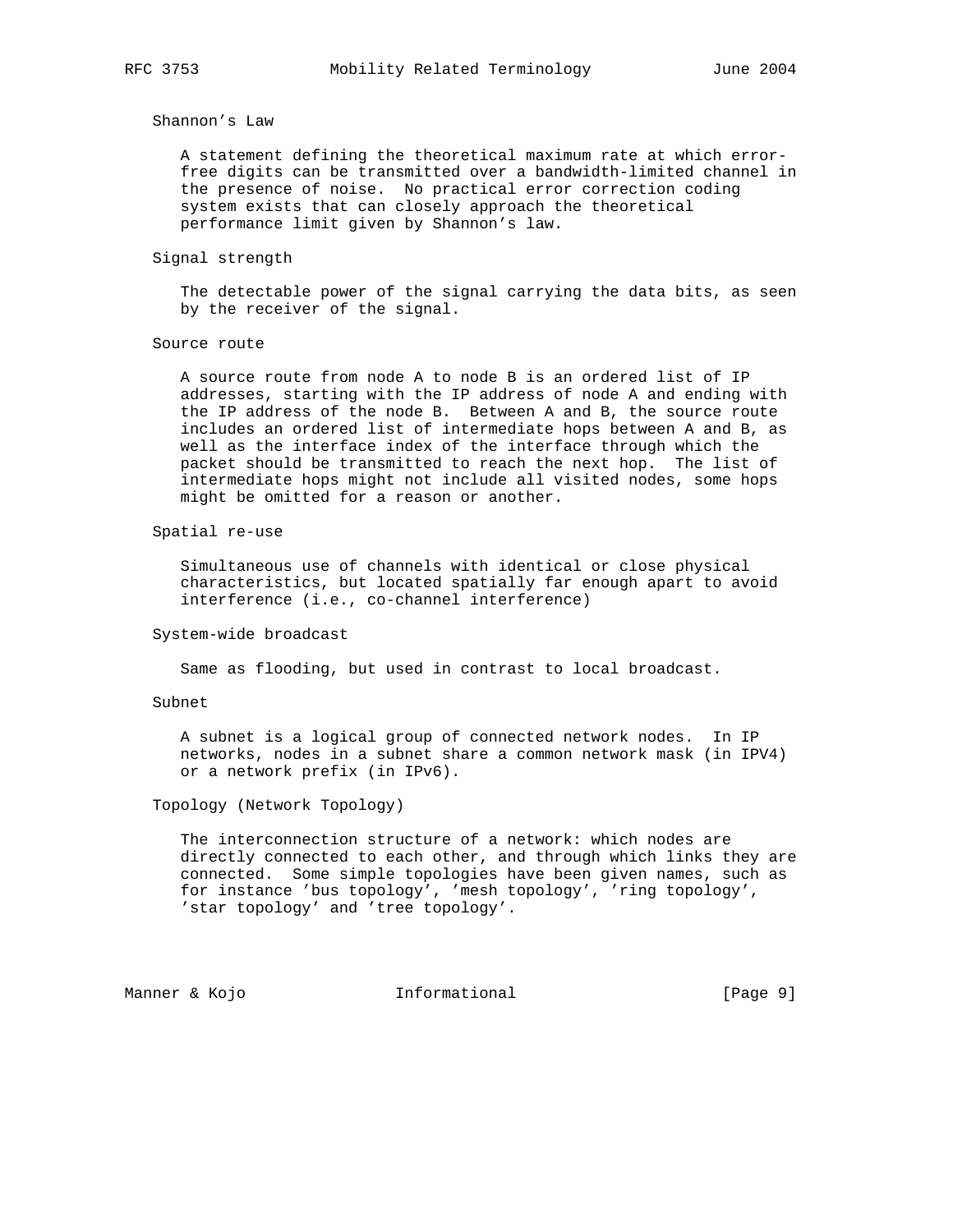### Shannon's Law

A statement defining the theoretical maximum rate at which error-free digits can be transmitted over a bandwidth-limited channel in the presence of noise. No practical error correction coding system exists that can closely approach the theoretical performance limit given by Shannon's law.

### Signal strength

The detectable power of the signal carrying the data bits, as seen by the receiver of the signal.

### Source route

A source route from node A to node B is an ordered list of IP addresses, starting with the IP address of node A and ending with the IP address of the node B. Between A and B, the source route includes an ordered list of intermediate hops between A and B, as well as the interface index of the interface through which the packet should be transmitted to reach the next hop. The list of intermediate hops might not include all visited nodes, some hops might be omitted for a reason or another.

### Spatial re-use

Simultaneous use of channels with identical or close physical characteristics, but located spatially far enough apart to avoid interference (i.e., co-channel interference)

### System-wide broadcast

Same as flooding, but used in contrast to local broadcast.

### Subnet

A subnet is a logical group of connected network nodes. In IP networks, nodes in a subnet share a common network mask (in IPV4) or a network prefix (in IPv6).

### Topology (Network Topology)

The interconnection structure of a network: which nodes are directly connected to each other, and through which links they are connected. Some simple topologies have been given names, such as for instance 'bus topology', 'mesh topology', 'ring topology', 'star topology' and 'tree topology'.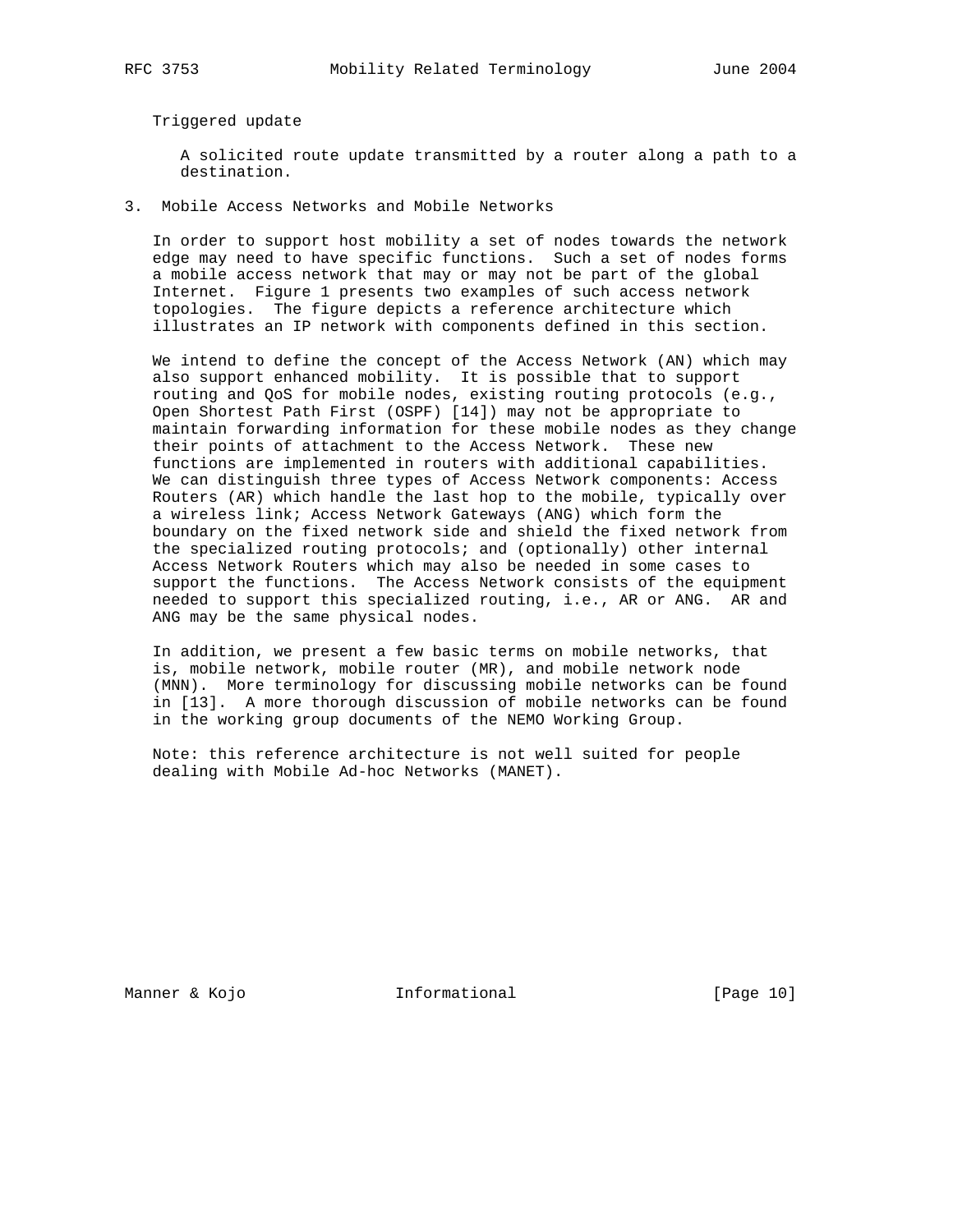Triggered update

A solicited route update transmitted by a router along a path to a destination.

## 3. Mobile Access Networks and Mobile Networks

In order to support host mobility a set of nodes towards the network edge may need to have specific functions. Such a set of nodes forms a mobile access network that may or may not be part of the global Internet. Figure 1 presents two examples of such access network topologies. The figure depicts a reference architecture which illustrates an IP network with components defined in this section.

We intend to define the concept of the Access Network (AN) which may also support enhanced mobility. It is possible that to support routing and QoS for mobile nodes, existing routing protocols (e.g., Open Shortest Path First (OSPF) [14]) may not be appropriate to maintain forwarding information for these mobile nodes as they change their points of attachment to the Access Network. These new functions are implemented in routers with additional capabilities. We can distinguish three types of Access Network components: Access Routers (AR) which handle the last hop to the mobile, typically over a wireless link; Access Network Gateways (ANG) which form the boundary on the fixed network side and shield the fixed network from the specialized routing protocols; and (optionally) other internal Access Network Routers which may also be needed in some cases to support the functions. The Access Network consists of the equipment needed to support this specialized routing, i.e., AR or ANG. AR and ANG may be the same physical nodes.

In addition, we present a few basic terms on mobile networks, that is, mobile network, mobile router (MR), and mobile network node (MNN). More terminology for discussing mobile networks can be found in [13]. A more thorough discussion of mobile networks can be found in the working group documents of the NEMO Working Group.

Note: this reference architecture is not well suited for people dealing with Mobile Ad-hoc Networks (MANET).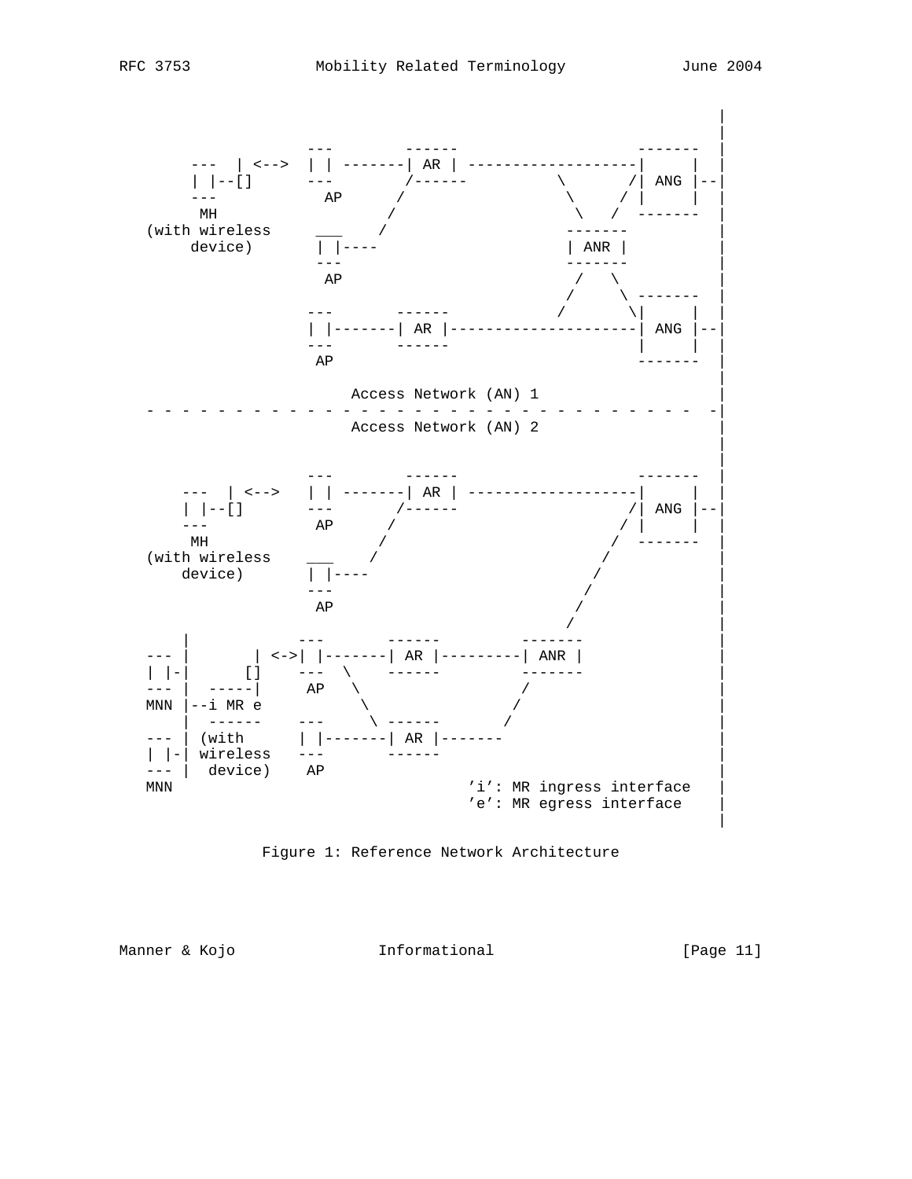```
                                                                 |
                                                                 |
                  ---         ------                 -------     |
      ---  | <-->  | | -------| AR | -------------------|     |   |
      | |--[]      ---        /------          \       /| ANG |--|
      ---           AP      /                   \     / |     |  |
       MH                  /                     \   /  -------  |
   (with wireless     ___  /                     -------          |
     device)        | |----                     | ANR |           |
                    ---                         -------           |
                     AP                          /   \            |
                                                /     \ -------   |
                  ---       ------             /       \|     |   |
                  | |-------| AR |---------------------| ANG |--|
                  ---       ------                      |     |   |
                   AP                                   -------   |
                                                                  |
                        Access Network (AN) 1                     |
   - - - - - - - - - - - - - - - - - - - - - - - - - - - - - - -  -|
                        Access Network (AN) 2                     |
                                                                  |
                                                                  |
                  ---         ------                 -------      |
     ---  | <-->   | | -------| AR | -------------------|     |   |
     | |--[]       ---       /------                   /| ANG |--|
     ---            AP      /                         / |     |   |
      MH                   /                         /  -------   |
   (with wireless    ___  /                         /              |
     device)        | |----                        /               |
                    ---                           /                |
                     AP                          /                 |
                                                /                  |
     |              ---       ------         -------               |
   --- |       | <->| |-------| AR |---------| ANR |               |
   | |-|      []    ---  \    ------         -------               |
   --- |  -----|     AP   \                 /                      |
   MNN |--i MR e           \               /                       |
       |  ------    ---     \ ------      /                        |
   --- | (with      | |-------| AR |-------                        |
   | |-| wireless   ---       ------                               |
   --- |  device)   AP                                             |
   MNN                                 'i': MR ingress interface   |
                                       'e': MR egress interface    |
                                                                   |
```

Figure 1: Reference Network Architecture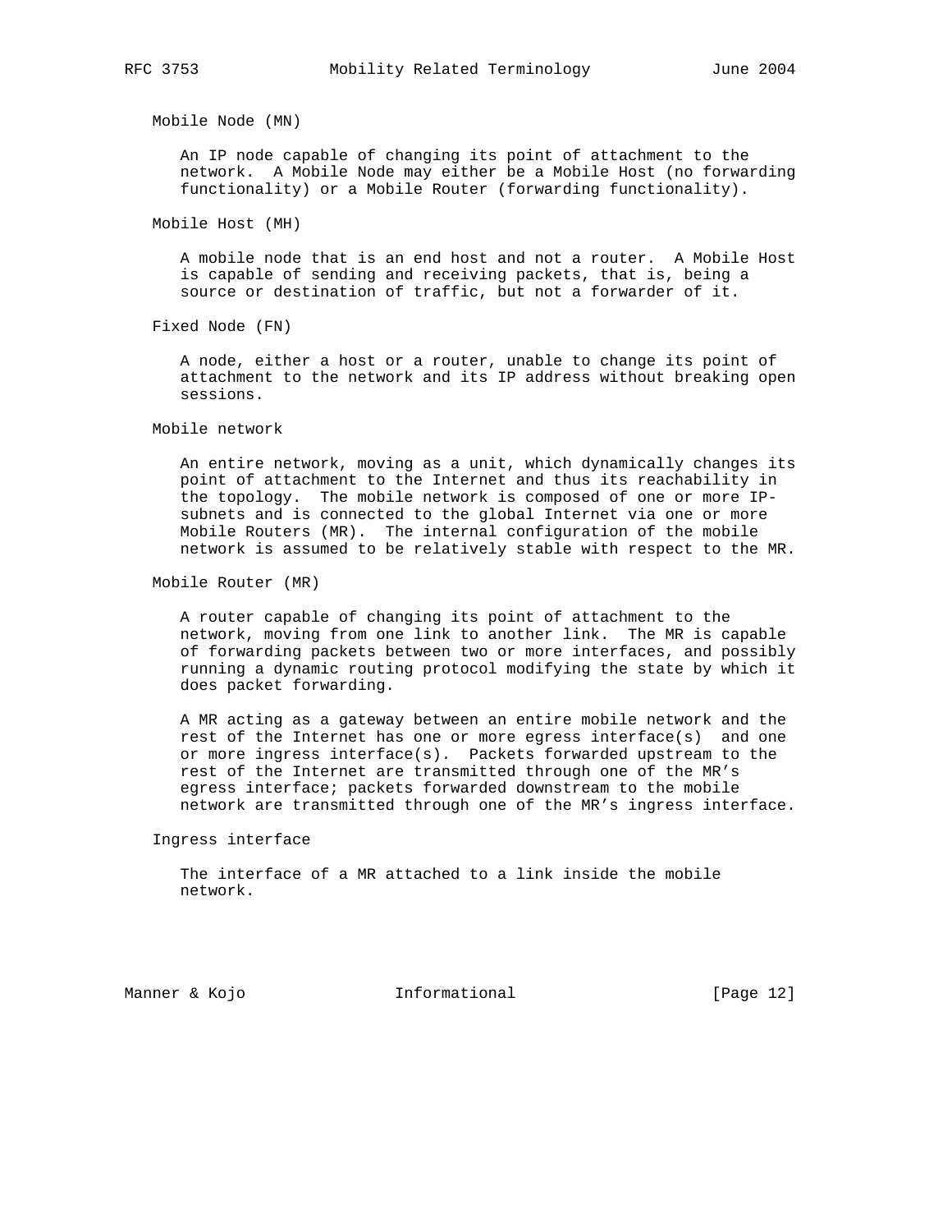Mobile Node (MN)

An IP node capable of changing its point of attachment to the network. A Mobile Node may either be a Mobile Host (no forwarding functionality) or a Mobile Router (forwarding functionality).

Mobile Host (MH)

A mobile node that is an end host and not a router. A Mobile Host is capable of sending and receiving packets, that is, being a source or destination of traffic, but not a forwarder of it.

Fixed Node (FN)

A node, either a host or a router, unable to change its point of attachment to the network and its IP address without breaking open sessions.

Mobile network

An entire network, moving as a unit, which dynamically changes its point of attachment to the Internet and thus its reachability in the topology. The mobile network is composed of one or more IP-subnets and is connected to the global Internet via one or more Mobile Routers (MR). The internal configuration of the mobile network is assumed to be relatively stable with respect to the MR.

Mobile Router (MR)

A router capable of changing its point of attachment to the network, moving from one link to another link. The MR is capable of forwarding packets between two or more interfaces, and possibly running a dynamic routing protocol modifying the state by which it does packet forwarding.

A MR acting as a gateway between an entire mobile network and the rest of the Internet has one or more egress interface(s) and one or more ingress interface(s). Packets forwarded upstream to the rest of the Internet are transmitted through one of the MR's egress interface; packets forwarded downstream to the mobile network are transmitted through one of the MR's ingress interface.

Ingress interface

The interface of a MR attached to a link inside the mobile network.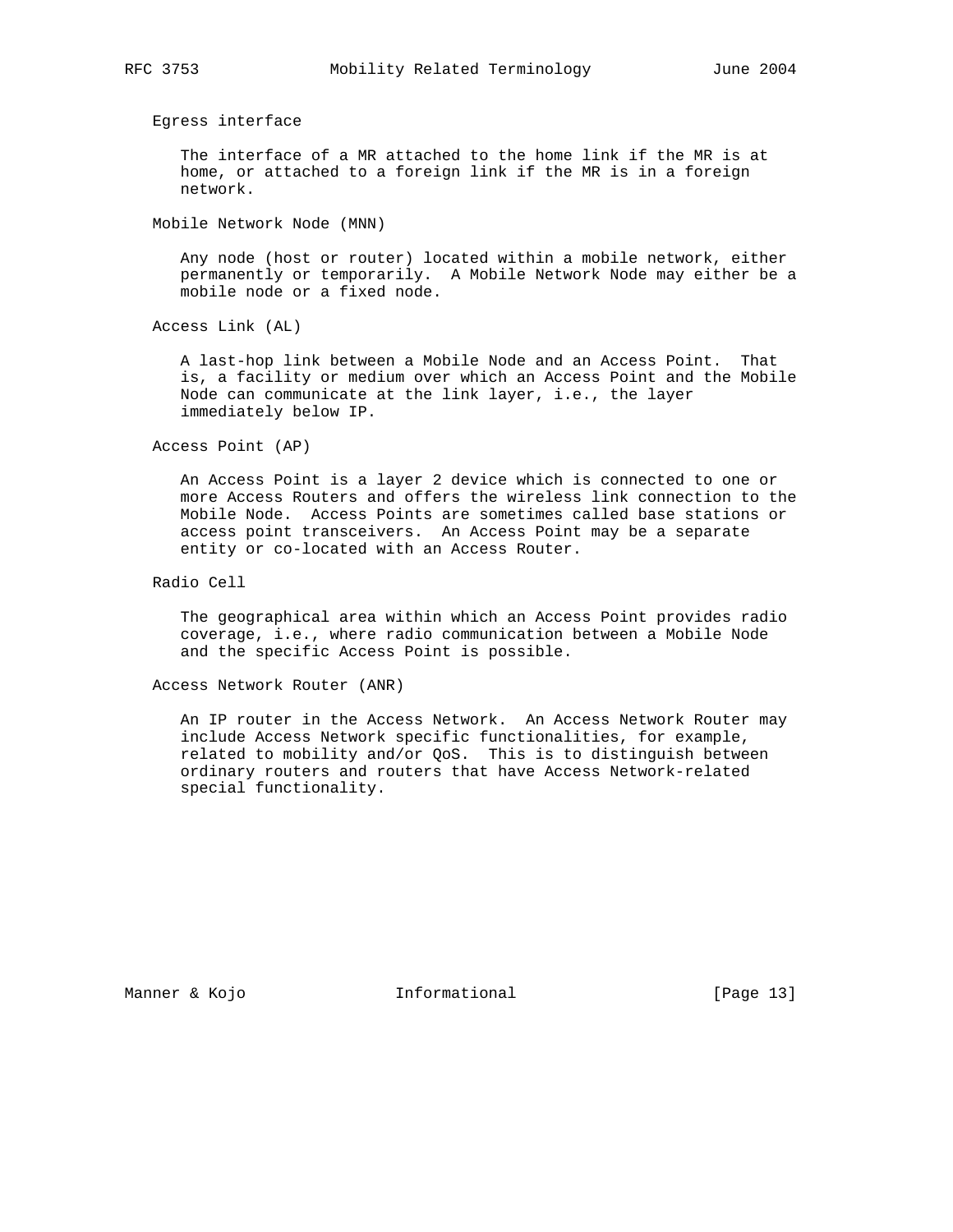Egress interface

The interface of a MR attached to the home link if the MR is at home, or attached to a foreign link if the MR is in a foreign network.

Mobile Network Node (MNN)

Any node (host or router) located within a mobile network, either permanently or temporarily. A Mobile Network Node may either be a mobile node or a fixed node.

Access Link (AL)

A last-hop link between a Mobile Node and an Access Point. That is, a facility or medium over which an Access Point and the Mobile Node can communicate at the link layer, i.e., the layer immediately below IP.

Access Point (AP)

An Access Point is a layer 2 device which is connected to one or more Access Routers and offers the wireless link connection to the Mobile Node. Access Points are sometimes called base stations or access point transceivers. An Access Point may be a separate entity or co-located with an Access Router.

Radio Cell

The geographical area within which an Access Point provides radio coverage, i.e., where radio communication between a Mobile Node and the specific Access Point is possible.

Access Network Router (ANR)

An IP router in the Access Network. An Access Network Router may include Access Network specific functionalities, for example, related to mobility and/or QoS. This is to distinguish between ordinary routers and routers that have Access Network-related special functionality.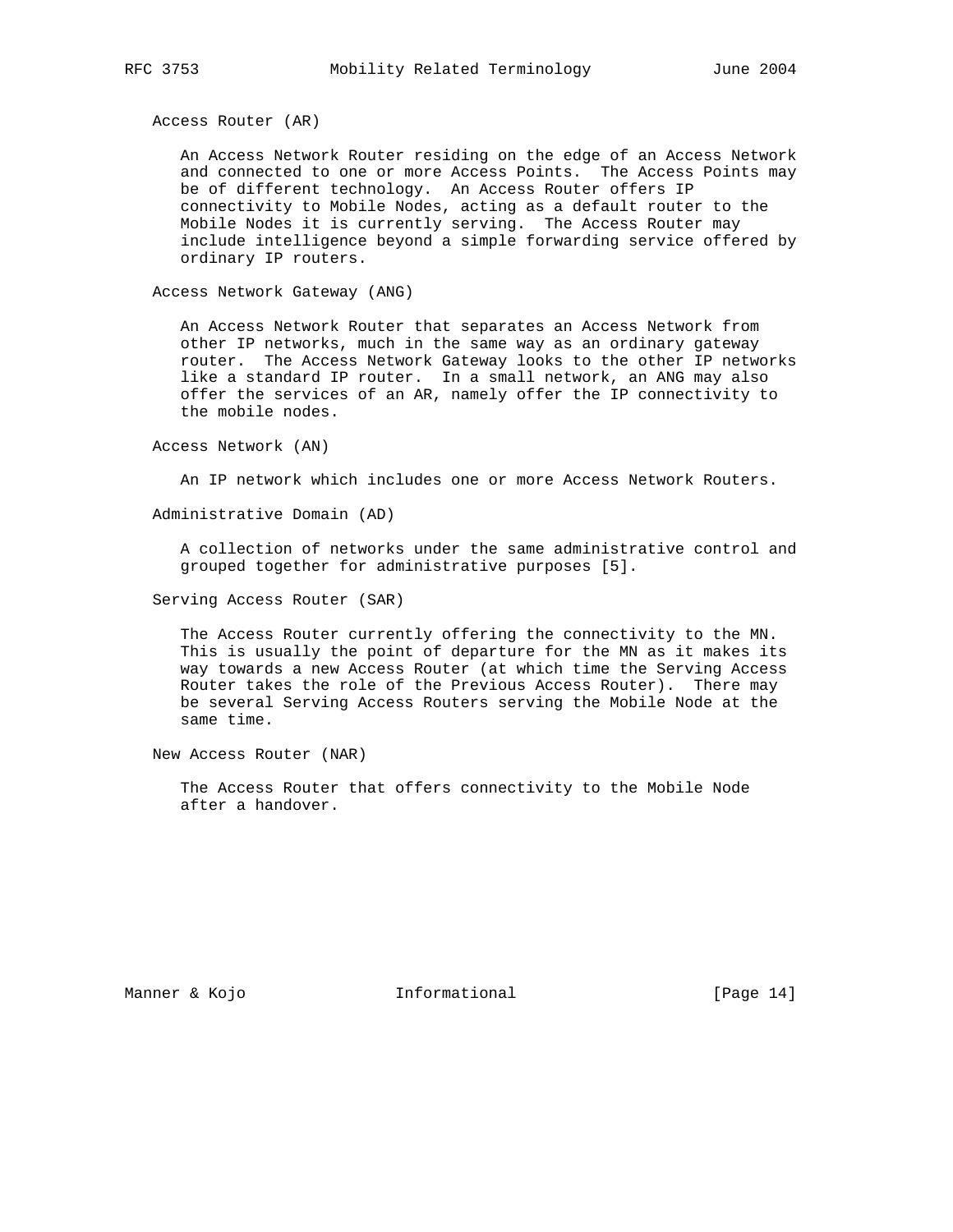Access Router (AR)

An Access Network Router residing on the edge of an Access Network and connected to one or more Access Points. The Access Points may be of different technology. An Access Router offers IP connectivity to Mobile Nodes, acting as a default router to the Mobile Nodes it is currently serving. The Access Router may include intelligence beyond a simple forwarding service offered by ordinary IP routers.

Access Network Gateway (ANG)

An Access Network Router that separates an Access Network from other IP networks, much in the same way as an ordinary gateway router. The Access Network Gateway looks to the other IP networks like a standard IP router. In a small network, an ANG may also offer the services of an AR, namely offer the IP connectivity to the mobile nodes.

Access Network (AN)

An IP network which includes one or more Access Network Routers.

Administrative Domain (AD)

A collection of networks under the same administrative control and grouped together for administrative purposes [5].

Serving Access Router (SAR)

The Access Router currently offering the connectivity to the MN. This is usually the point of departure for the MN as it makes its way towards a new Access Router (at which time the Serving Access Router takes the role of the Previous Access Router). There may be several Serving Access Routers serving the Mobile Node at the same time.

New Access Router (NAR)

The Access Router that offers connectivity to the Mobile Node after a handover.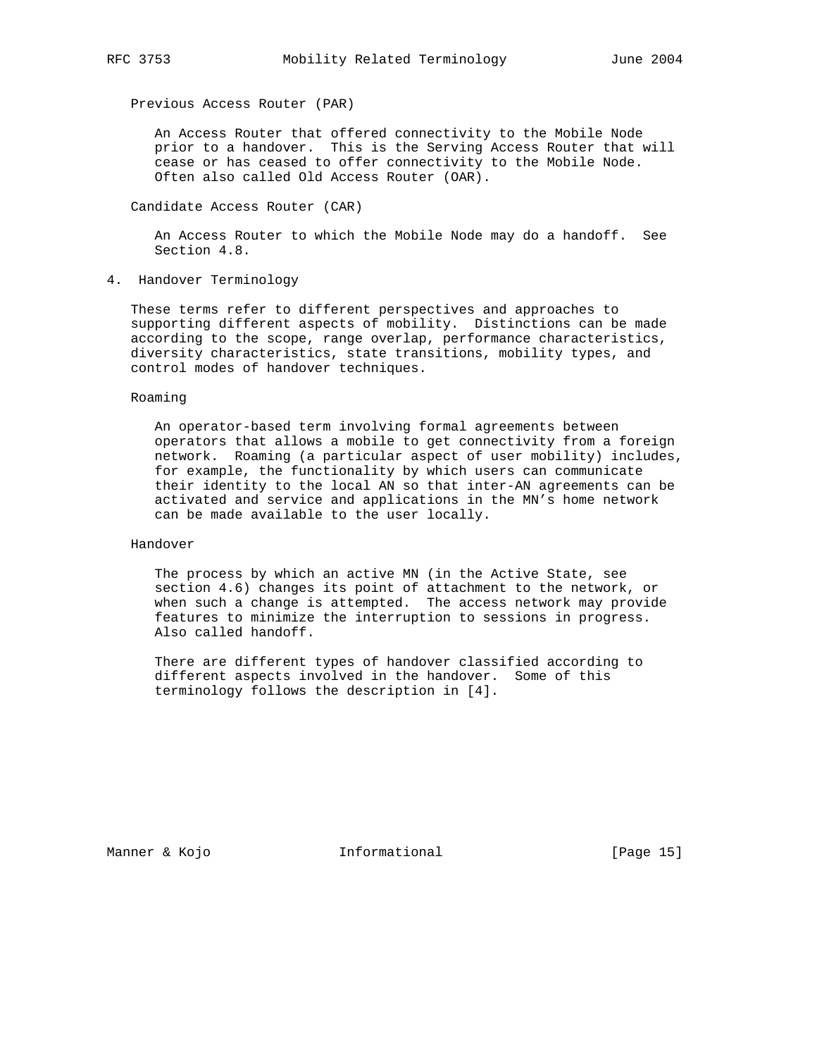Previous Access Router (PAR)

An Access Router that offered connectivity to the Mobile Node prior to a handover. This is the Serving Access Router that will cease or has ceased to offer connectivity to the Mobile Node. Often also called Old Access Router (OAR).

Candidate Access Router (CAR)

An Access Router to which the Mobile Node may do a handoff. See Section 4.8.

## 4. Handover Terminology

These terms refer to different perspectives and approaches to supporting different aspects of mobility. Distinctions can be made according to the scope, range overlap, performance characteristics, diversity characteristics, state transitions, mobility types, and control modes of handover techniques.

Roaming

An operator-based term involving formal agreements between operators that allows a mobile to get connectivity from a foreign network. Roaming (a particular aspect of user mobility) includes, for example, the functionality by which users can communicate their identity to the local AN so that inter-AN agreements can be activated and service and applications in the MN's home network can be made available to the user locally.

Handover

The process by which an active MN (in the Active State, see section 4.6) changes its point of attachment to the network, or when such a change is attempted. The access network may provide features to minimize the interruption to sessions in progress. Also called handoff.

There are different types of handover classified according to different aspects involved in the handover. Some of this terminology follows the description in [4].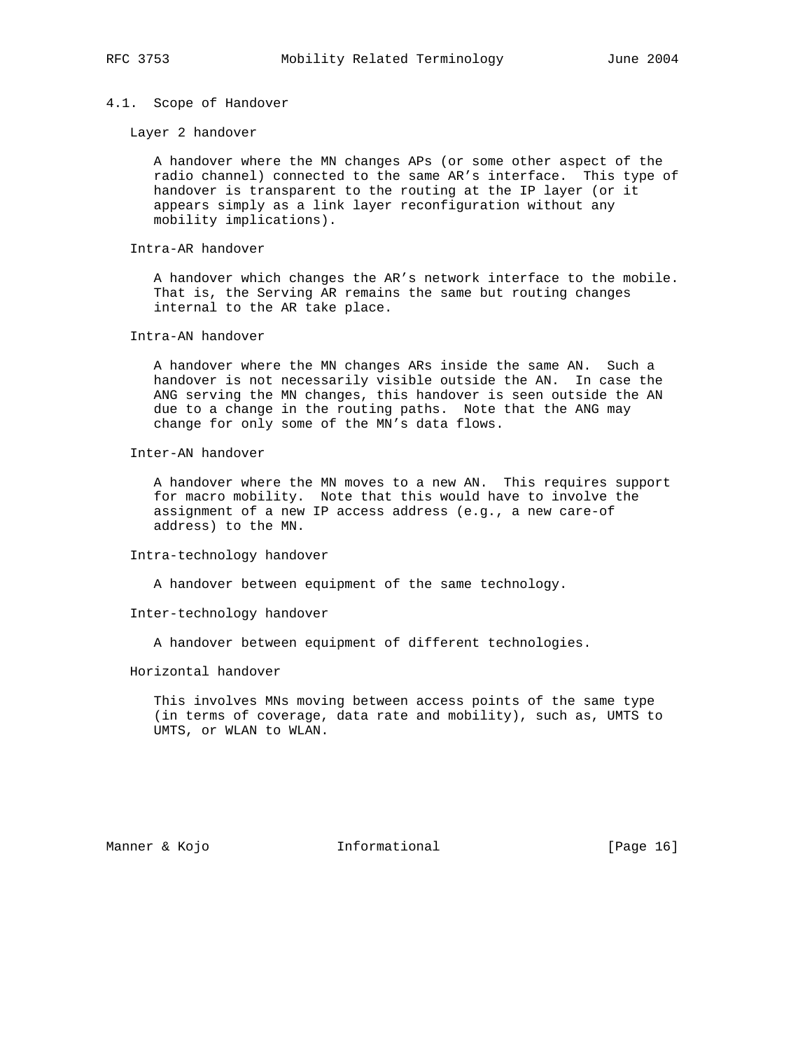### 4.1. Scope of Handover

Layer 2 handover

A handover where the MN changes APs (or some other aspect of the radio channel) connected to the same AR’s interface. This type of handover is transparent to the routing at the IP layer (or it appears simply as a link layer reconfiguration without any mobility implications).

Intra-AR handover

A handover which changes the AR’s network interface to the mobile. That is, the Serving AR remains the same but routing changes internal to the AR take place.

Intra-AN handover

A handover where the MN changes ARs inside the same AN. Such a handover is not necessarily visible outside the AN. In case the ANG serving the MN changes, this handover is seen outside the AN due to a change in the routing paths. Note that the ANG may change for only some of the MN’s data flows.

Inter-AN handover

A handover where the MN moves to a new AN. This requires support for macro mobility. Note that this would have to involve the assignment of a new IP access address (e.g., a new care-of address) to the MN.

Intra-technology handover

A handover between equipment of the same technology.

Inter-technology handover

A handover between equipment of different technologies.

Horizontal handover

This involves MNs moving between access points of the same type (in terms of coverage, data rate and mobility), such as, UMTS to UMTS, or WLAN to WLAN.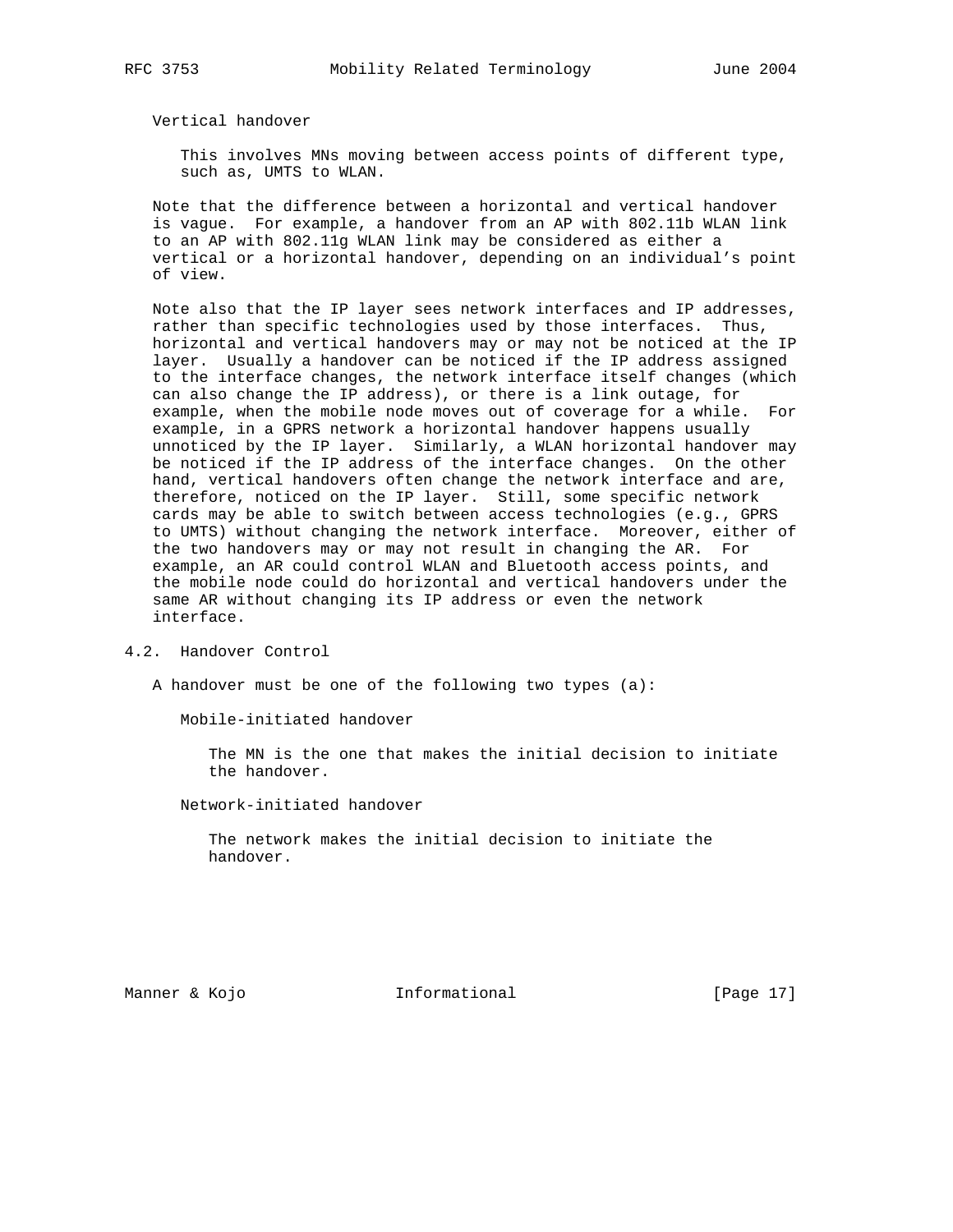Vertical handover

This involves MNs moving between access points of different type, such as, UMTS to WLAN.

Note that the difference between a horizontal and vertical handover is vague. For example, a handover from an AP with 802.11b WLAN link to an AP with 802.11g WLAN link may be considered as either a vertical or a horizontal handover, depending on an individual's point of view.

Note also that the IP layer sees network interfaces and IP addresses, rather than specific technologies used by those interfaces. Thus, horizontal and vertical handovers may or may not be noticed at the IP layer. Usually a handover can be noticed if the IP address assigned to the interface changes, the network interface itself changes (which can also change the IP address), or there is a link outage, for example, when the mobile node moves out of coverage for a while. For example, in a GPRS network a horizontal handover happens usually unnoticed by the IP layer. Similarly, a WLAN horizontal handover may be noticed if the IP address of the interface changes. On the other hand, vertical handovers often change the network interface and are, therefore, noticed on the IP layer. Still, some specific network cards may be able to switch between access technologies (e.g., GPRS to UMTS) without changing the network interface. Moreover, either of the two handovers may or may not result in changing the AR. For example, an AR could control WLAN and Bluetooth access points, and the mobile node could do horizontal and vertical handovers under the same AR without changing its IP address or even the network interface.

## 4.2. Handover Control

A handover must be one of the following two types (a):

Mobile-initiated handover

The MN is the one that makes the initial decision to initiate the handover.

Network-initiated handover

The network makes the initial decision to initiate the handover.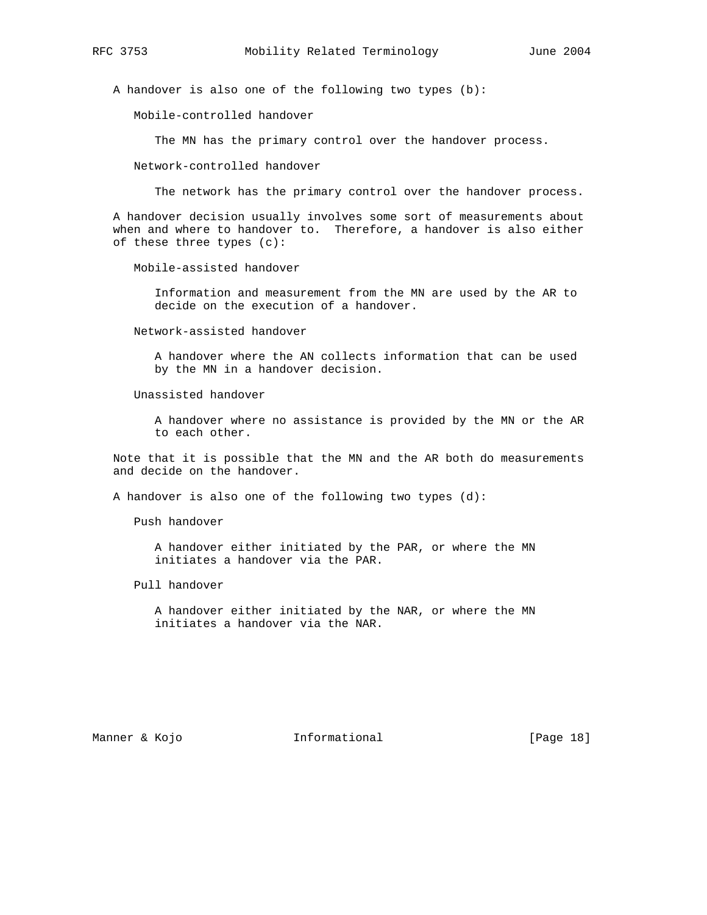A handover is also one of the following two types (b):

Mobile-controlled handover

The MN has the primary control over the handover process.

Network-controlled handover

The network has the primary control over the handover process.

A handover decision usually involves some sort of measurements about when and where to handover to. Therefore, a handover is also either of these three types (c):

Mobile-assisted handover

Information and measurement from the MN are used by the AR to decide on the execution of a handover.

Network-assisted handover

A handover where the AN collects information that can be used by the MN in a handover decision.

Unassisted handover

A handover where no assistance is provided by the MN or the AR to each other.

Note that it is possible that the MN and the AR both do measurements and decide on the handover.

A handover is also one of the following two types (d):

Push handover

A handover either initiated by the PAR, or where the MN initiates a handover via the PAR.

Pull handover

A handover either initiated by the NAR, or where the MN initiates a handover via the NAR.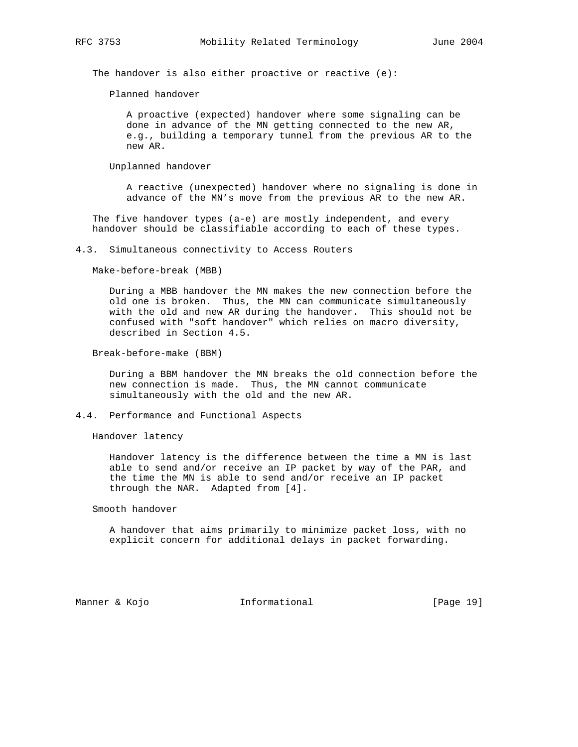The handover is also either proactive or reactive (e):

Planned handover

A proactive (expected) handover where some signaling can be done in advance of the MN getting connected to the new AR, e.g., building a temporary tunnel from the previous AR to the new AR.

Unplanned handover

A reactive (unexpected) handover where no signaling is done in advance of the MN's move from the previous AR to the new AR.

The five handover types (a-e) are mostly independent, and every handover should be classifiable according to each of these types.

### 4.3. Simultaneous connectivity to Access Routers

Make-before-break (MBB)

During a MBB handover the MN makes the new connection before the old one is broken. Thus, the MN can communicate simultaneously with the old and new AR during the handover. This should not be confused with "soft handover" which relies on macro diversity, described in Section 4.5.

Break-before-make (BBM)

During a BBM handover the MN breaks the old connection before the new connection is made. Thus, the MN cannot communicate simultaneously with the old and the new AR.

### 4.4. Performance and Functional Aspects

Handover latency

Handover latency is the difference between the time a MN is last able to send and/or receive an IP packet by way of the PAR, and the time the MN is able to send and/or receive an IP packet through the NAR. Adapted from [4].

Smooth handover

A handover that aims primarily to minimize packet loss, with no explicit concern for additional delays in packet forwarding.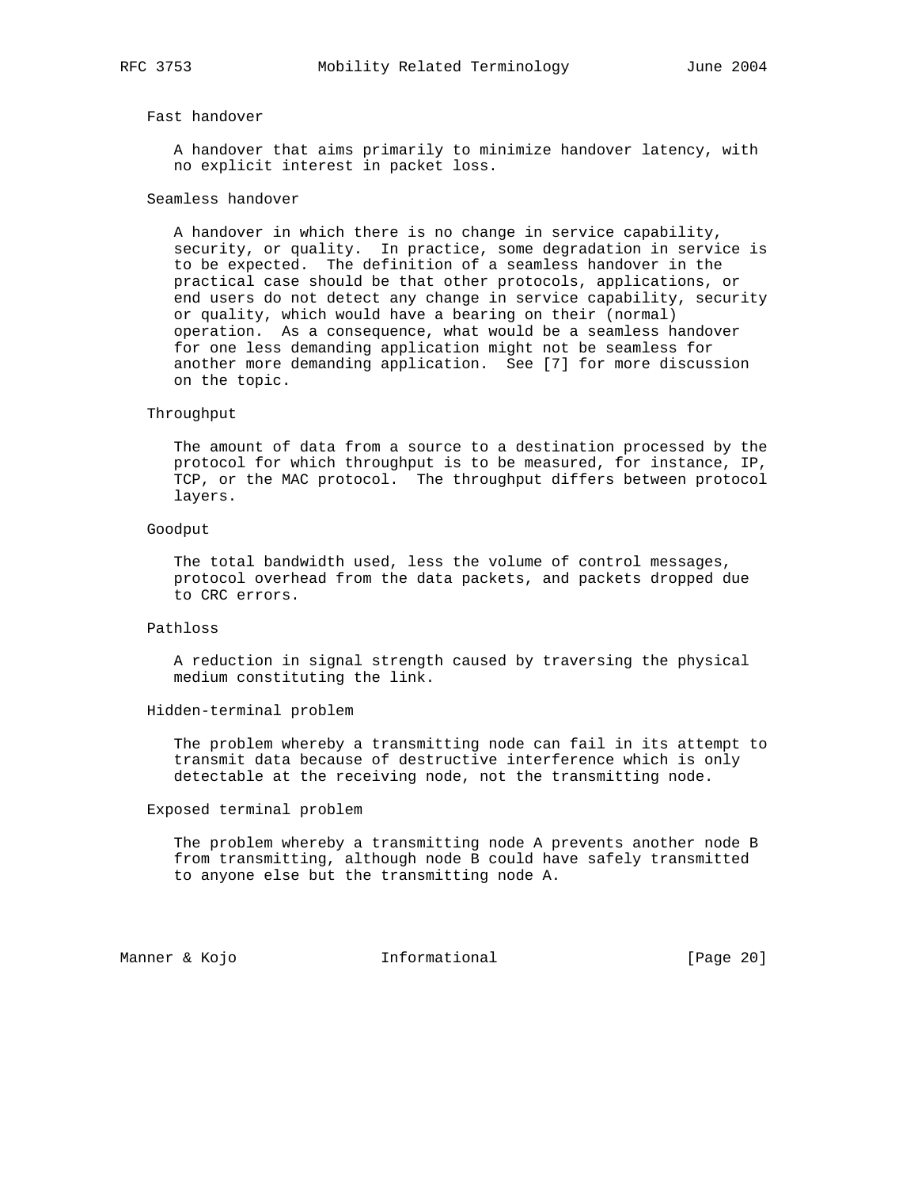Fast handover

A handover that aims primarily to minimize handover latency, with no explicit interest in packet loss.

Seamless handover

A handover in which there is no change in service capability, security, or quality. In practice, some degradation in service is to be expected. The definition of a seamless handover in the practical case should be that other protocols, applications, or end users do not detect any change in service capability, security or quality, which would have a bearing on their (normal) operation. As a consequence, what would be a seamless handover for one less demanding application might not be seamless for another more demanding application. See [7] for more discussion on the topic.

Throughput

The amount of data from a source to a destination processed by the protocol for which throughput is to be measured, for instance, IP, TCP, or the MAC protocol. The throughput differs between protocol layers.

Goodput

The total bandwidth used, less the volume of control messages, protocol overhead from the data packets, and packets dropped due to CRC errors.

Pathloss

A reduction in signal strength caused by traversing the physical medium constituting the link.

Hidden-terminal problem

The problem whereby a transmitting node can fail in its attempt to transmit data because of destructive interference which is only detectable at the receiving node, not the transmitting node.

Exposed terminal problem

The problem whereby a transmitting node A prevents another node B from transmitting, although node B could have safely transmitted to anyone else but the transmitting node A.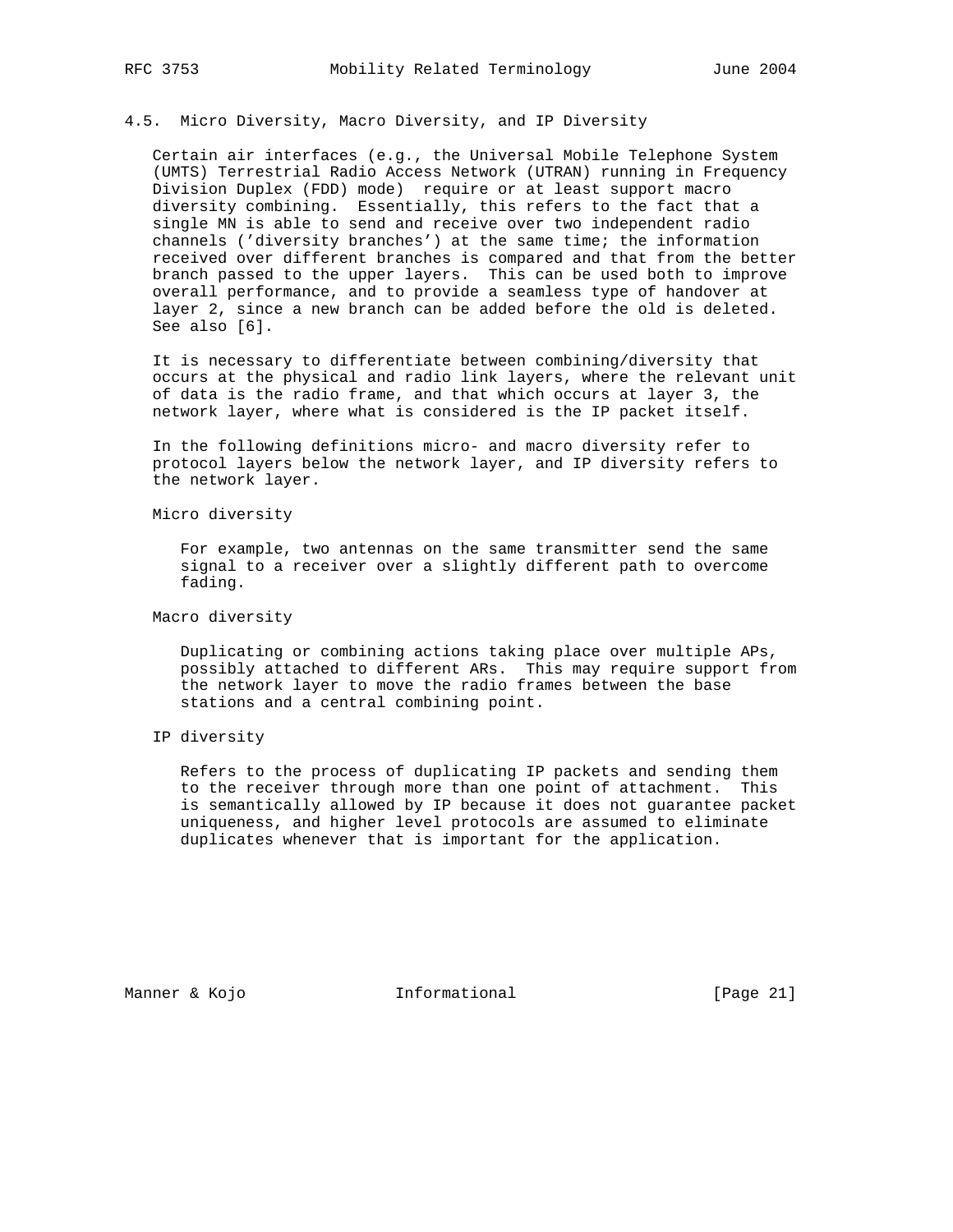### 4.5. Micro Diversity, Macro Diversity, and IP Diversity

Certain air interfaces (e.g., the Universal Mobile Telephone System (UMTS) Terrestrial Radio Access Network (UTRAN) running in Frequency Division Duplex (FDD) mode) require or at least support macro diversity combining. Essentially, this refers to the fact that a single MN is able to send and receive over two independent radio channels ('diversity branches') at the same time; the information received over different branches is compared and that from the better branch passed to the upper layers. This can be used both to improve overall performance, and to provide a seamless type of handover at layer 2, since a new branch can be added before the old is deleted. See also [6].

It is necessary to differentiate between combining/diversity that occurs at the physical and radio link layers, where the relevant unit of data is the radio frame, and that which occurs at layer 3, the network layer, where what is considered is the IP packet itself.

In the following definitions micro- and macro diversity refer to protocol layers below the network layer, and IP diversity refers to the network layer.

Micro diversity

For example, two antennas on the same transmitter send the same signal to a receiver over a slightly different path to overcome fading.

Macro diversity

Duplicating or combining actions taking place over multiple APs, possibly attached to different ARs. This may require support from the network layer to move the radio frames between the base stations and a central combining point.

IP diversity

Refers to the process of duplicating IP packets and sending them to the receiver through more than one point of attachment. This is semantically allowed by IP because it does not guarantee packet uniqueness, and higher level protocols are assumed to eliminate duplicates whenever that is important for the application.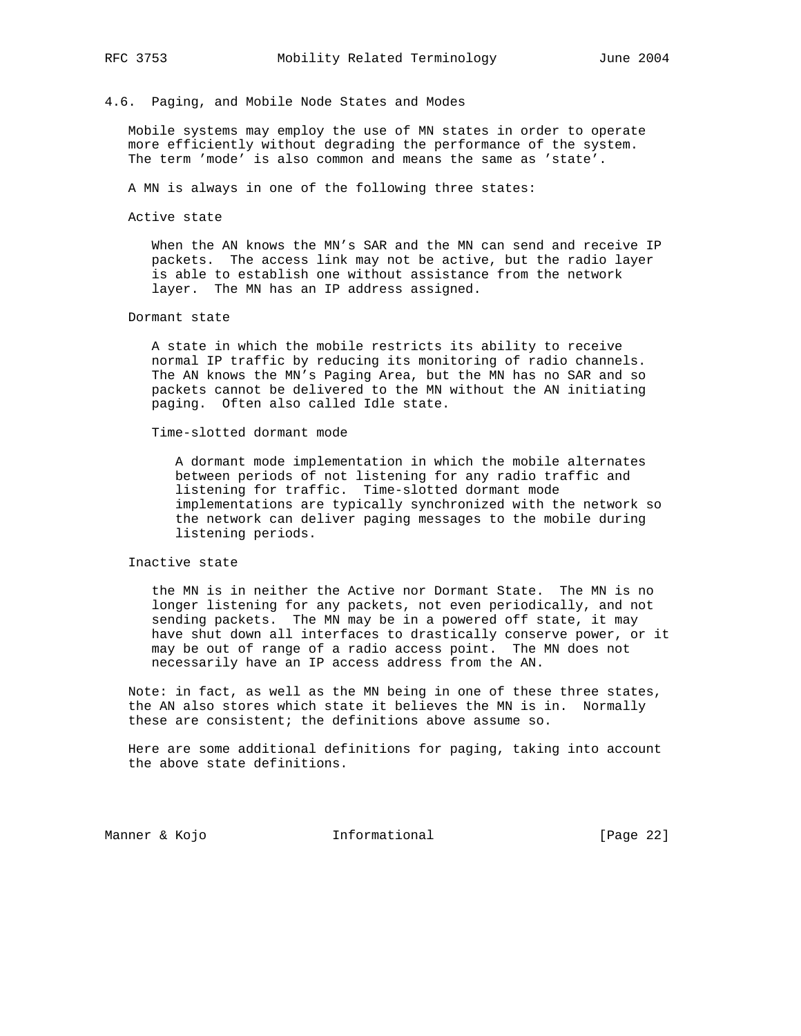### 4.6. Paging, and Mobile Node States and Modes

Mobile systems may employ the use of MN states in order to operate more efficiently without degrading the performance of the system. The term 'mode' is also common and means the same as 'state'.

A MN is always in one of the following three states:

Active state

When the AN knows the MN's SAR and the MN can send and receive IP packets. The access link may not be active, but the radio layer is able to establish one without assistance from the network layer. The MN has an IP address assigned.

Dormant state

A state in which the mobile restricts its ability to receive normal IP traffic by reducing its monitoring of radio channels. The AN knows the MN's Paging Area, but the MN has no SAR and so packets cannot be delivered to the MN without the AN initiating paging. Often also called Idle state.

Time-slotted dormant mode

A dormant mode implementation in which the mobile alternates between periods of not listening for any radio traffic and listening for traffic. Time-slotted dormant mode implementations are typically synchronized with the network so the network can deliver paging messages to the mobile during listening periods.

Inactive state

the MN is in neither the Active nor Dormant State. The MN is no longer listening for any packets, not even periodically, and not sending packets. The MN may be in a powered off state, it may have shut down all interfaces to drastically conserve power, or it may be out of range of a radio access point. The MN does not necessarily have an IP access address from the AN.

Note: in fact, as well as the MN being in one of these three states, the AN also stores which state it believes the MN is in. Normally these are consistent; the definitions above assume so.

Here are some additional definitions for paging, taking into account the above state definitions.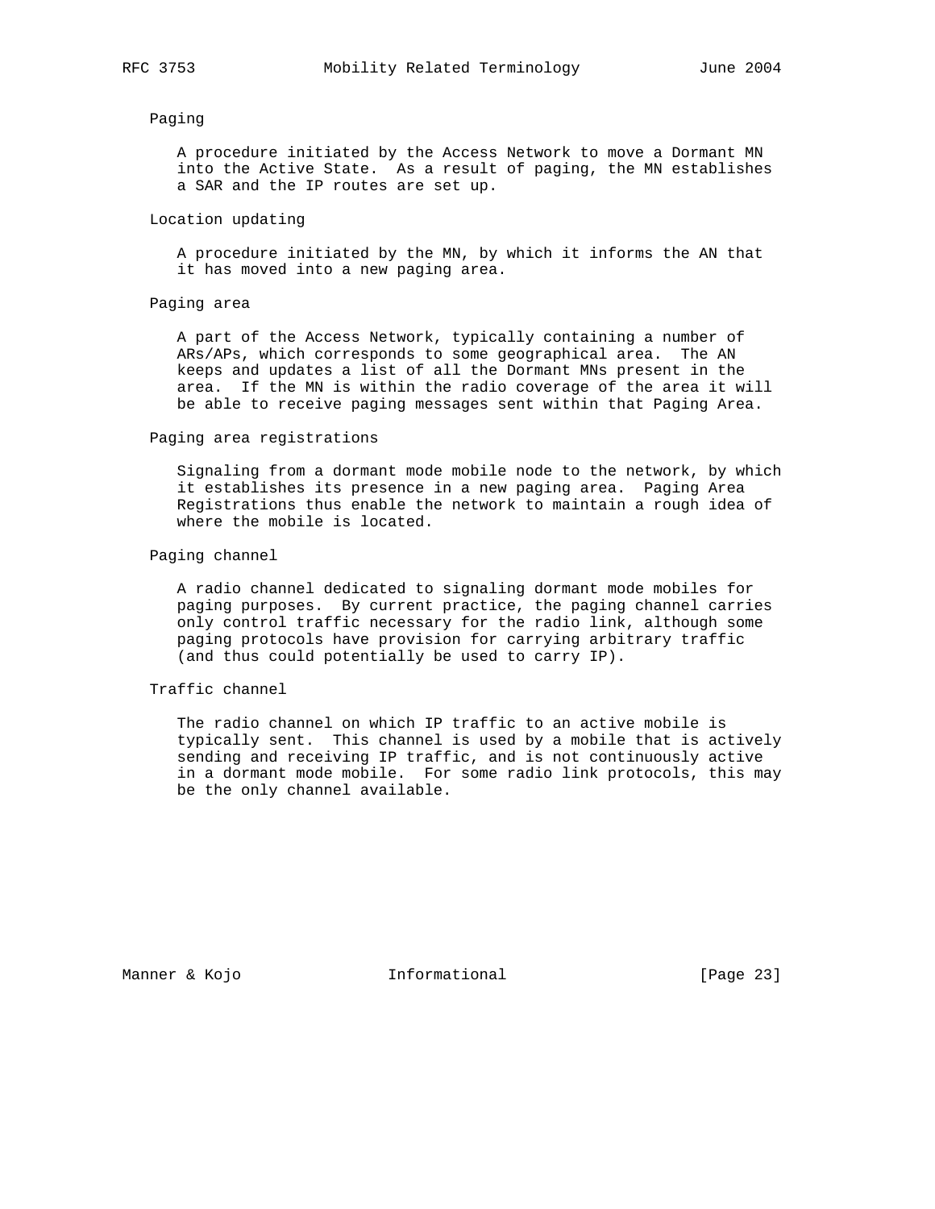Paging

A procedure initiated by the Access Network to move a Dormant MN into the Active State. As a result of paging, the MN establishes a SAR and the IP routes are set up.

Location updating

A procedure initiated by the MN, by which it informs the AN that it has moved into a new paging area.

Paging area

A part of the Access Network, typically containing a number of ARs/APs, which corresponds to some geographical area. The AN keeps and updates a list of all the Dormant MNs present in the area. If the MN is within the radio coverage of the area it will be able to receive paging messages sent within that Paging Area.

Paging area registrations

Signaling from a dormant mode mobile node to the network, by which it establishes its presence in a new paging area. Paging Area Registrations thus enable the network to maintain a rough idea of where the mobile is located.

Paging channel

A radio channel dedicated to signaling dormant mode mobiles for paging purposes. By current practice, the paging channel carries only control traffic necessary for the radio link, although some paging protocols have provision for carrying arbitrary traffic (and thus could potentially be used to carry IP).

Traffic channel

The radio channel on which IP traffic to an active mobile is typically sent. This channel is used by a mobile that is actively sending and receiving IP traffic, and is not continuously active in a dormant mode mobile. For some radio link protocols, this may be the only channel available.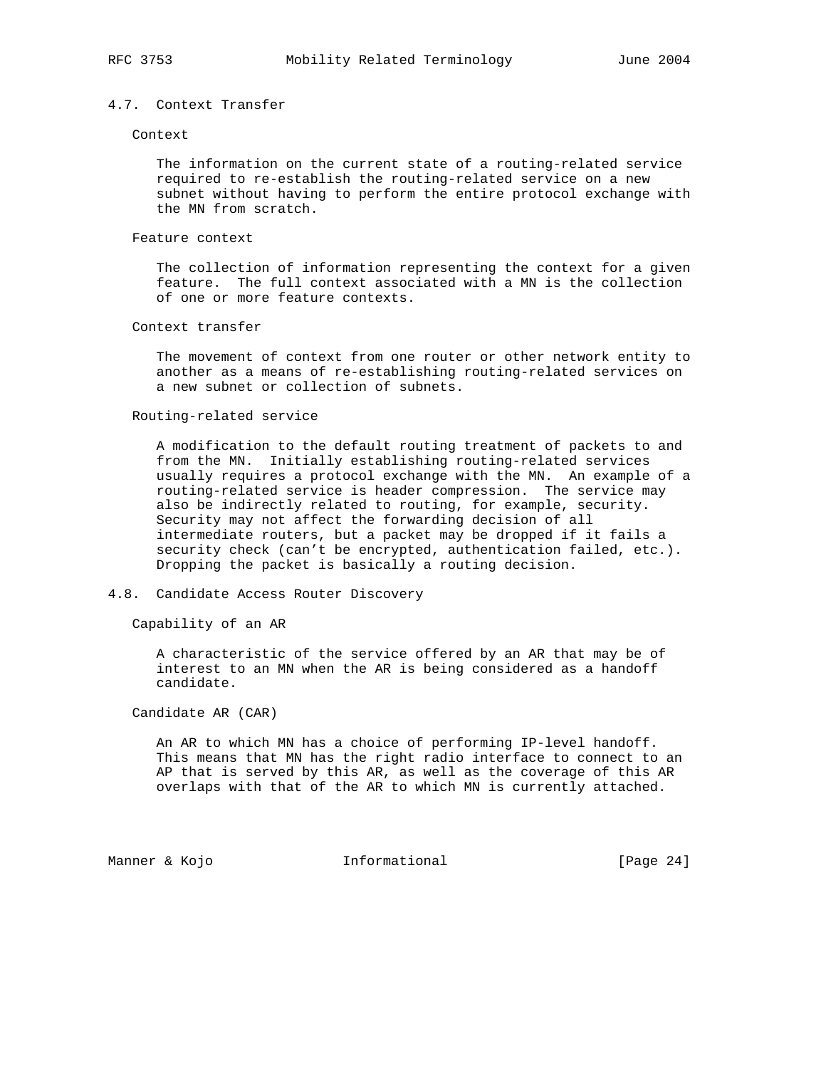## 4.7. Context Transfer

### Context

The information on the current state of a routing-related service required to re-establish the routing-related service on a new subnet without having to perform the entire protocol exchange with the MN from scratch.

### Feature context

The collection of information representing the context for a given feature. The full context associated with a MN is the collection of one or more feature contexts.

### Context transfer

The movement of context from one router or other network entity to another as a means of re-establishing routing-related services on a new subnet or collection of subnets.

### Routing-related service

A modification to the default routing treatment of packets to and from the MN. Initially establishing routing-related services usually requires a protocol exchange with the MN. An example of a routing-related service is header compression. The service may also be indirectly related to routing, for example, security. Security may not affect the forwarding decision of all intermediate routers, but a packet may be dropped if it fails a security check (can't be encrypted, authentication failed, etc.). Dropping the packet is basically a routing decision.

## 4.8. Candidate Access Router Discovery

### Capability of an AR

A characteristic of the service offered by an AR that may be of interest to an MN when the AR is being considered as a handoff candidate.

### Candidate AR (CAR)

An AR to which MN has a choice of performing IP-level handoff. This means that MN has the right radio interface to connect to an AP that is served by this AR, as well as the coverage of this AR overlaps with that of the AR to which MN is currently attached.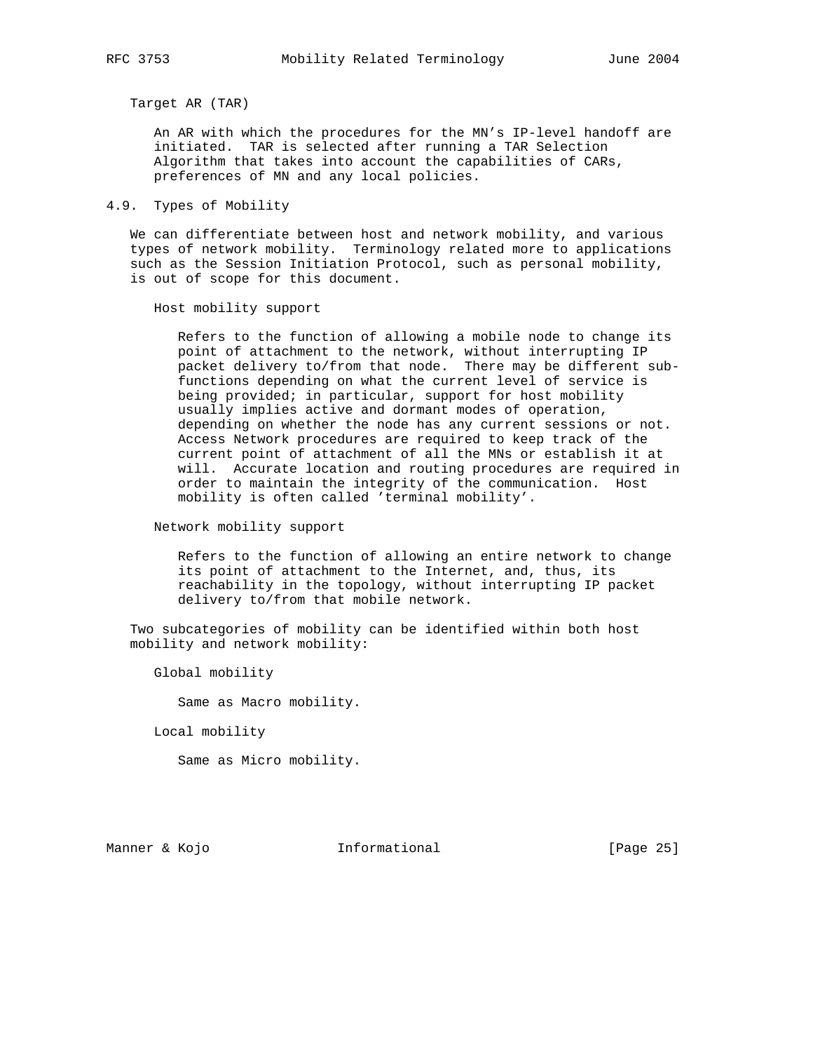Target AR (TAR)

An AR with which the procedures for the MN's IP-level handoff are initiated. TAR is selected after running a TAR Selection Algorithm that takes into account the capabilities of CARs, preferences of MN and any local policies.

### 4.9. Types of Mobility

We can differentiate between host and network mobility, and various types of network mobility. Terminology related more to applications such as the Session Initiation Protocol, such as personal mobility, is out of scope for this document.

Host mobility support

Refers to the function of allowing a mobile node to change its point of attachment to the network, without interrupting IP packet delivery to/from that node. There may be different sub-functions depending on what the current level of service is being provided; in particular, support for host mobility usually implies active and dormant modes of operation, depending on whether the node has any current sessions or not. Access Network procedures are required to keep track of the current point of attachment of all the MNs or establish it at will. Accurate location and routing procedures are required in order to maintain the integrity of the communication. Host mobility is often called 'terminal mobility'.

Network mobility support

Refers to the function of allowing an entire network to change its point of attachment to the Internet, and, thus, its reachability in the topology, without interrupting IP packet delivery to/from that mobile network.

Two subcategories of mobility can be identified within both host mobility and network mobility:

Global mobility

Same as Macro mobility.

Local mobility

Same as Micro mobility.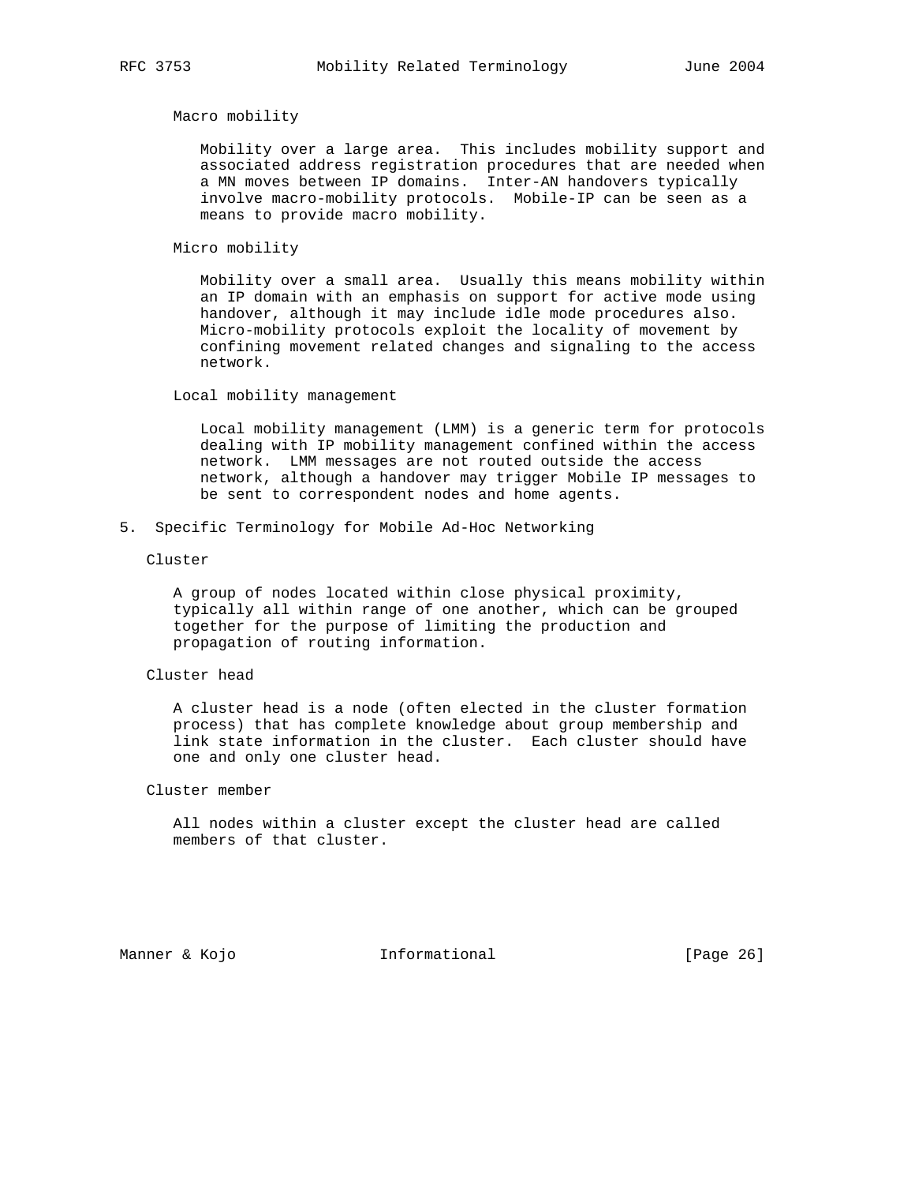Macro mobility

Mobility over a large area. This includes mobility support and associated address registration procedures that are needed when a MN moves between IP domains. Inter-AN handovers typically involve macro-mobility protocols. Mobile-IP can be seen as a means to provide macro mobility.

Micro mobility

Mobility over a small area. Usually this means mobility within an IP domain with an emphasis on support for active mode using handover, although it may include idle mode procedures also. Micro-mobility protocols exploit the locality of movement by confining movement related changes and signaling to the access network.

Local mobility management

Local mobility management (LMM) is a generic term for protocols dealing with IP mobility management confined within the access network. LMM messages are not routed outside the access network, although a handover may trigger Mobile IP messages to be sent to correspondent nodes and home agents.

## 5. Specific Terminology for Mobile Ad-Hoc Networking

Cluster

A group of nodes located within close physical proximity, typically all within range of one another, which can be grouped together for the purpose of limiting the production and propagation of routing information.

Cluster head

A cluster head is a node (often elected in the cluster formation process) that has complete knowledge about group membership and link state information in the cluster. Each cluster should have one and only one cluster head.

Cluster member

All nodes within a cluster except the cluster head are called members of that cluster.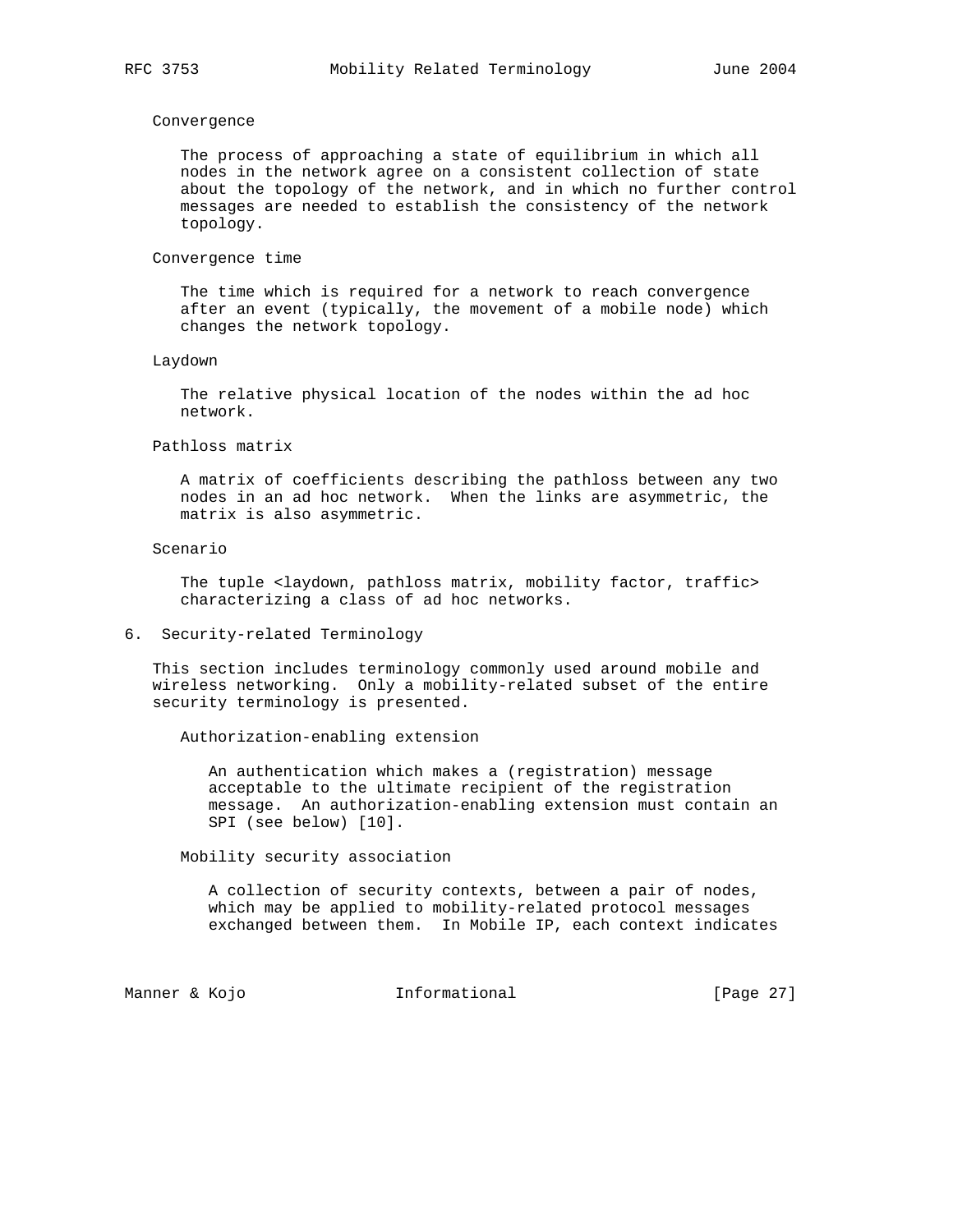Convergence

The process of approaching a state of equilibrium in which all nodes in the network agree on a consistent collection of state about the topology of the network, and in which no further control messages are needed to establish the consistency of the network topology.

Convergence time

The time which is required for a network to reach convergence after an event (typically, the movement of a mobile node) which changes the network topology.

Laydown

The relative physical location of the nodes within the ad hoc network.

Pathloss matrix

A matrix of coefficients describing the pathloss between any two nodes in an ad hoc network. When the links are asymmetric, the matrix is also asymmetric.

Scenario

The tuple <laydown, pathloss matrix, mobility factor, traffic> characterizing a class of ad hoc networks.

## 6. Security-related Terminology

This section includes terminology commonly used around mobile and wireless networking. Only a mobility-related subset of the entire security terminology is presented.

Authorization-enabling extension

An authentication which makes a (registration) message acceptable to the ultimate recipient of the registration message. An authorization-enabling extension must contain an SPI (see below) [10].

Mobility security association

A collection of security contexts, between a pair of nodes, which may be applied to mobility-related protocol messages exchanged between them. In Mobile IP, each context indicates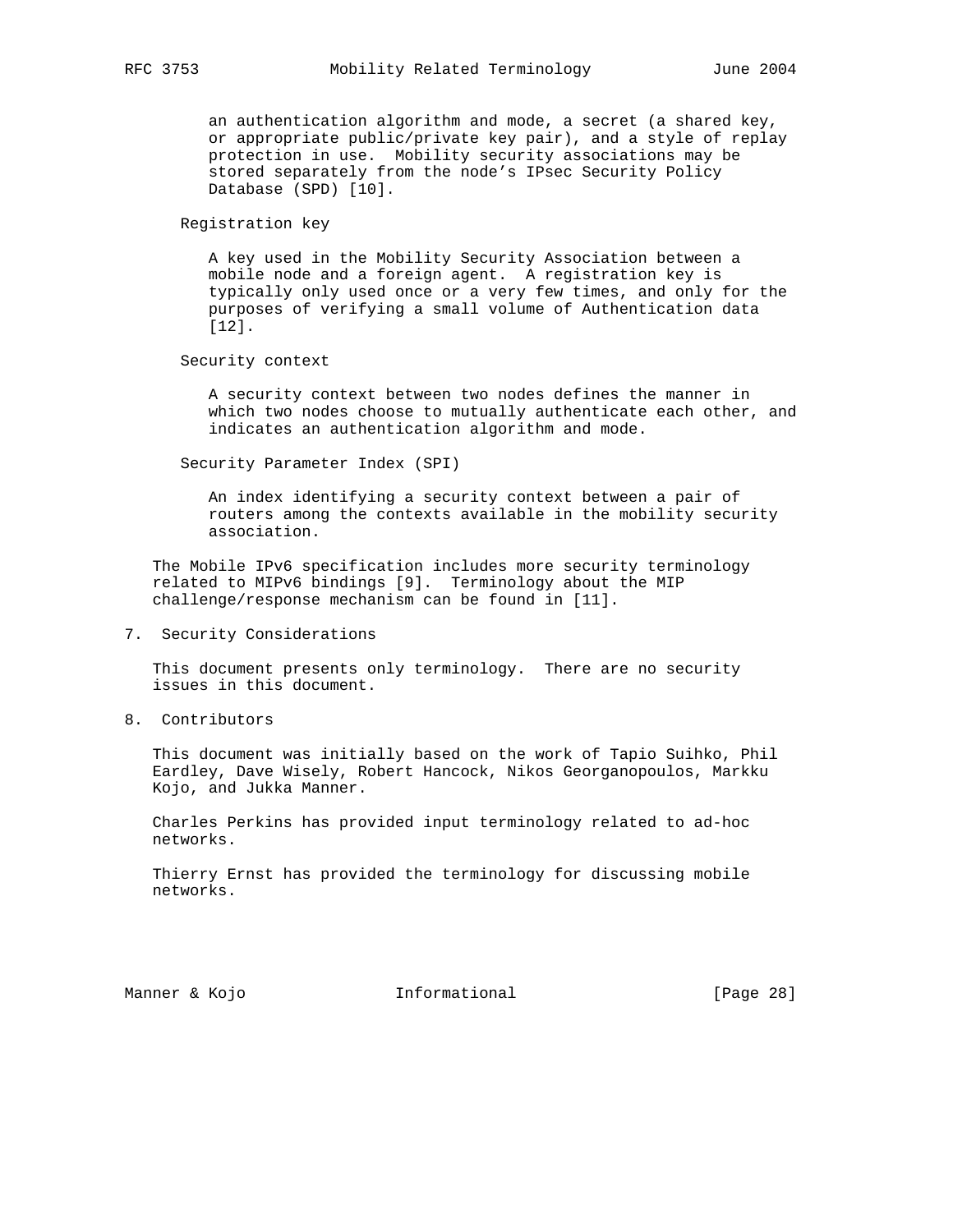an authentication algorithm and mode, a secret (a shared key, or appropriate public/private key pair), and a style of replay protection in use. Mobility security associations may be stored separately from the node's IPsec Security Policy Database (SPD) [10].

Registration key

A key used in the Mobility Security Association between a mobile node and a foreign agent. A registration key is typically only used once or a very few times, and only for the purposes of verifying a small volume of Authentication data [12].

Security context

A security context between two nodes defines the manner in which two nodes choose to mutually authenticate each other, and indicates an authentication algorithm and mode.

Security Parameter Index (SPI)

An index identifying a security context between a pair of routers among the contexts available in the mobility security association.

The Mobile IPv6 specification includes more security terminology related to MIPv6 bindings [9]. Terminology about the MIP challenge/response mechanism can be found in [11].

## 7. Security Considerations

This document presents only terminology. There are no security issues in this document.

## 8. Contributors

This document was initially based on the work of Tapio Suihko, Phil Eardley, Dave Wisely, Robert Hancock, Nikos Georganopoulos, Markku Kojo, and Jukka Manner.

Charles Perkins has provided input terminology related to ad-hoc networks.

Thierry Ernst has provided the terminology for discussing mobile networks.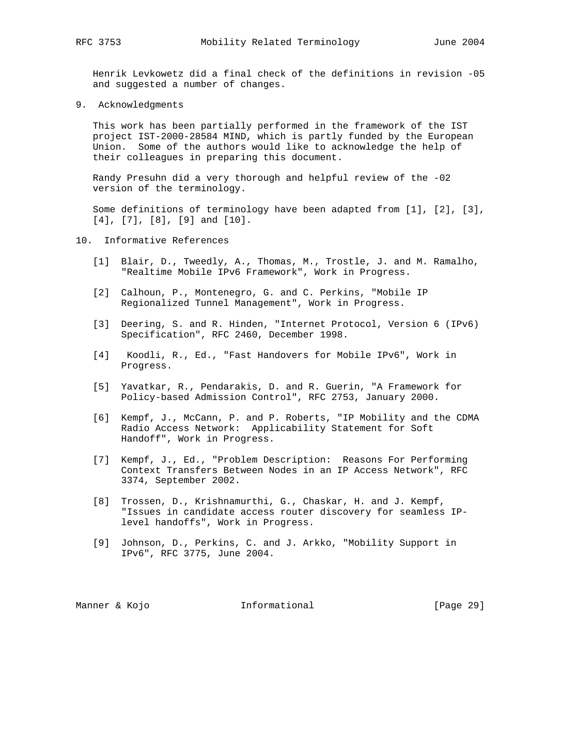Henrik Levkowetz did a final check of the definitions in revision -05 and suggested a number of changes.

## 9. Acknowledgments

This work has been partially performed in the framework of the IST project IST-2000-28584 MIND, which is partly funded by the European Union. Some of the authors would like to acknowledge the help of their colleagues in preparing this document.

Randy Presuhn did a very thorough and helpful review of the -02 version of the terminology.

Some definitions of terminology have been adapted from [1], [2], [3], [4], [7], [8], [9] and [10].

## 10. Informative References

[1] Blair, D., Tweedly, A., Thomas, M., Trostle, J. and M. Ramalho, "Realtime Mobile IPv6 Framework", Work in Progress.

[2] Calhoun, P., Montenegro, G. and C. Perkins, "Mobile IP Regionalized Tunnel Management", Work in Progress.

[3] Deering, S. and R. Hinden, "Internet Protocol, Version 6 (IPv6) Specification", RFC 2460, December 1998.

[4] Koodli, R., Ed., "Fast Handovers for Mobile IPv6", Work in Progress.

[5] Yavatkar, R., Pendarakis, D. and R. Guerin, "A Framework for Policy-based Admission Control", RFC 2753, January 2000.

[6] Kempf, J., McCann, P. and P. Roberts, "IP Mobility and the CDMA Radio Access Network: Applicability Statement for Soft Handoff", Work in Progress.

[7] Kempf, J., Ed., "Problem Description: Reasons For Performing Context Transfers Between Nodes in an IP Access Network", RFC 3374, September 2002.

[8] Trossen, D., Krishnamurthi, G., Chaskar, H. and J. Kempf, "Issues in candidate access router discovery for seamless IP-level handoffs", Work in Progress.

[9] Johnson, D., Perkins, C. and J. Arkko, "Mobility Support in IPv6", RFC 3775, June 2004.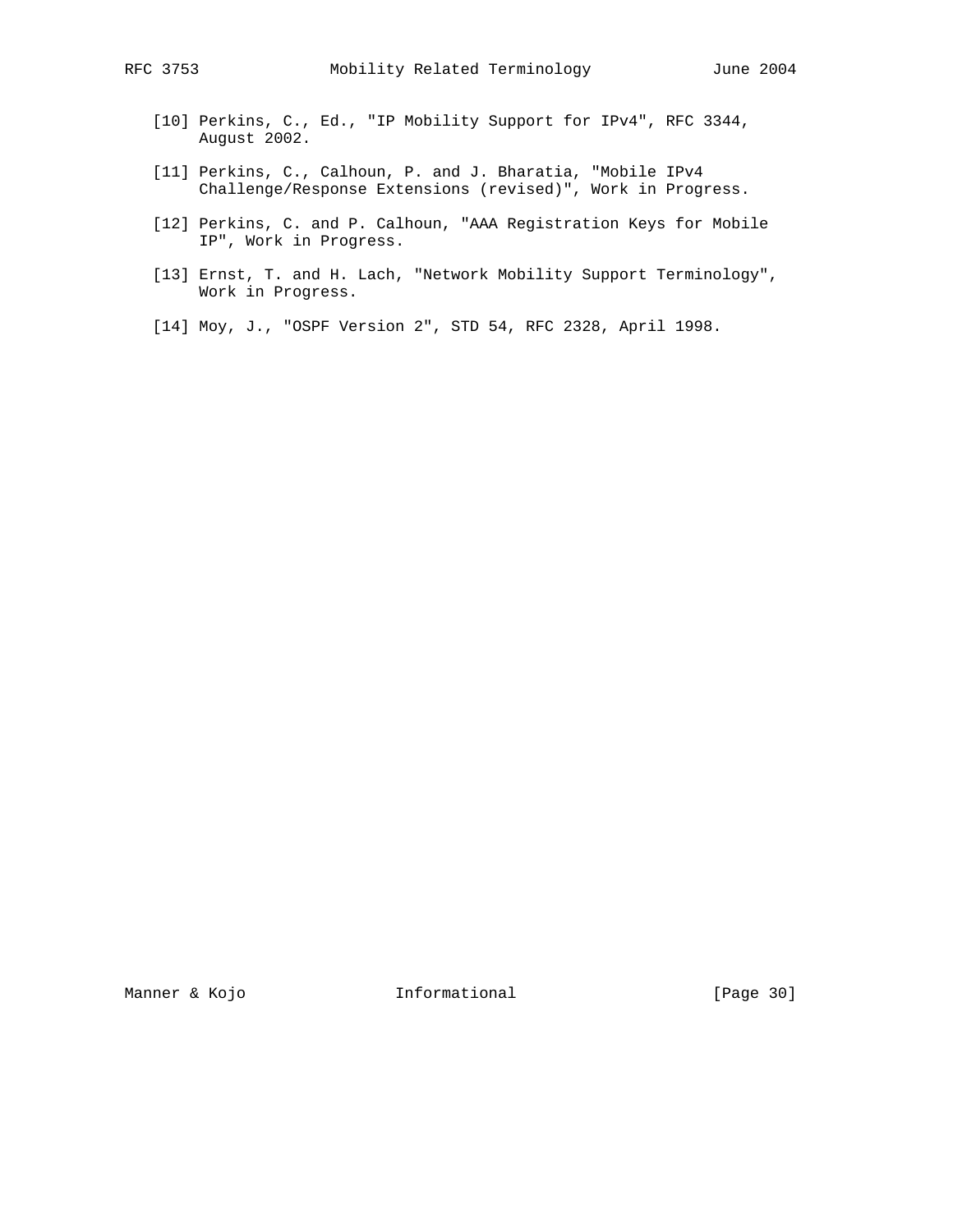[10] Perkins, C., Ed., "IP Mobility Support for IPv4", RFC 3344, August 2002.

[11] Perkins, C., Calhoun, P. and J. Bharatia, "Mobile IPv4 Challenge/Response Extensions (revised)", Work in Progress.

[12] Perkins, C. and P. Calhoun, "AAA Registration Keys for Mobile IP", Work in Progress.

[13] Ernst, T. and H. Lach, "Network Mobility Support Terminology", Work in Progress.

[14] Moy, J., "OSPF Version 2", STD 54, RFC 2328, April 1998.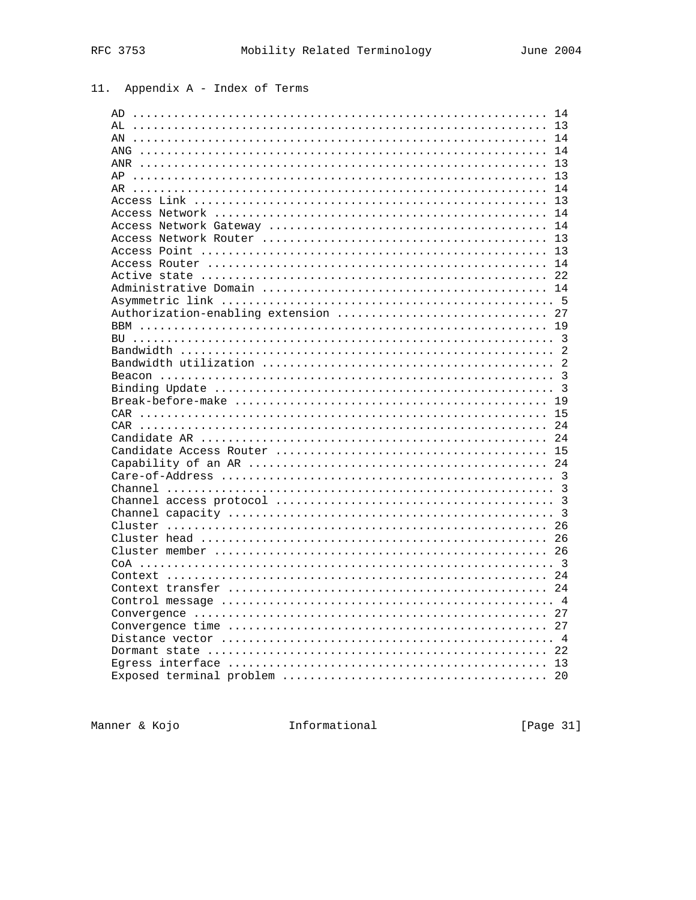## 11. Appendix A - Index of Terms

```
AD ........................................................... 14
AL ........................................................... 13
AN ........................................................... 14
ANG .......................................................... 14
ANR .......................................................... 13
AP ........................................................... 13
AR ........................................................... 14
Access Link .................................................. 13
Access Network ............................................... 14
Access Network Gateway ....................................... 14
Access Network Router ........................................ 13
Access Point ................................................. 13
Access Router ................................................ 14
Active state ................................................. 22
Administrative Domain ........................................ 14
Asymmetric link ............................................... 5
Authorization-enabling extension ............................. 27
BBM .......................................................... 19
BU ............................................................ 3
Bandwidth ..................................................... 2
Bandwidth utilization ......................................... 2
Beacon ........................................................ 3
Binding Update ................................................ 3
Break-before-make ............................................ 19
CAR .......................................................... 15
CAR .......................................................... 24
Candidate AR ................................................. 24
Candidate Access Router ...................................... 15
Capability of an AR .......................................... 24
Care-of-Address ............................................... 3
Channel ....................................................... 3
Channel access protocol ....................................... 3
Channel capacity .............................................. 3
Cluster ...................................................... 26
Cluster head ................................................. 26
Cluster member ............................................... 26
CoA ........................................................... 3
Context ...................................................... 24
Context transfer ............................................. 24
Control message ............................................... 4
Convergence .................................................. 27
Convergence time ............................................. 27
Distance vector ............................................... 4
Dormant state ................................................ 22
Egress interface ............................................. 13
Exposed terminal problem ..................................... 20
```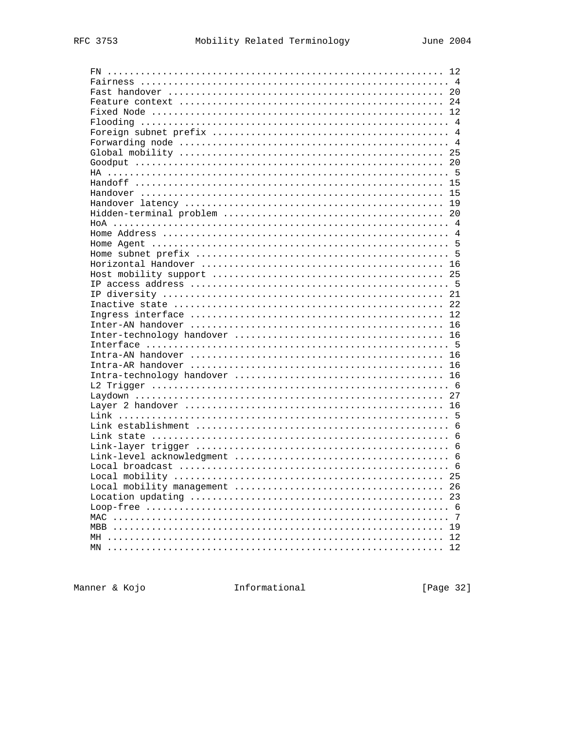```
   FN ............................................................ 12
   Fairness ....................................................... 4
   Fast handover .................................................. 20
   Feature context ................................................ 24
   Fixed Node ..................................................... 12
   Flooding ....................................................... 4
   Foreign subnet prefix .......................................... 4
   Forwarding node ................................................ 4
   Global mobility ................................................ 25
   Goodput ........................................................ 20
   HA ............................................................. 5
   Handoff ........................................................ 15
   Handover ....................................................... 15
   Handover latency ............................................... 19
   Hidden-terminal problem ........................................ 20
   HoA ............................................................ 4
   Home Address ................................................... 4
   Home Agent ..................................................... 5
   Home subnet prefix ............................................. 5
   Horizontal Handover ............................................ 16
   Host mobility support .......................................... 25
   IP access address .............................................. 5
   IP diversity ................................................... 21
   Inactive state ................................................. 22
   Ingress interface .............................................. 12
   Inter-AN handover .............................................. 16
   Inter-technology handover ...................................... 16
   Interface ...................................................... 5
   Intra-AN handover .............................................. 16
   Intra-AR handover .............................................. 16
   Intra-technology handover ...................................... 16
   L2 Trigger ..................................................... 6
   Laydown ........................................................ 27
   Layer 2 handover ............................................... 16
   Link ........................................................... 5
   Link establishment ............................................. 6
   Link state ..................................................... 6
   Link-layer trigger ............................................. 6
   Link-level acknowledgment ...................................... 6
   Local broadcast ................................................ 6
   Local mobility ................................................. 25
   Local mobility management ...................................... 26
   Location updating .............................................. 23
   Loop-free ...................................................... 6
   MAC ............................................................ 7
   MBB ............................................................ 19
   MH ............................................................. 12
   MN ............................................................. 12
```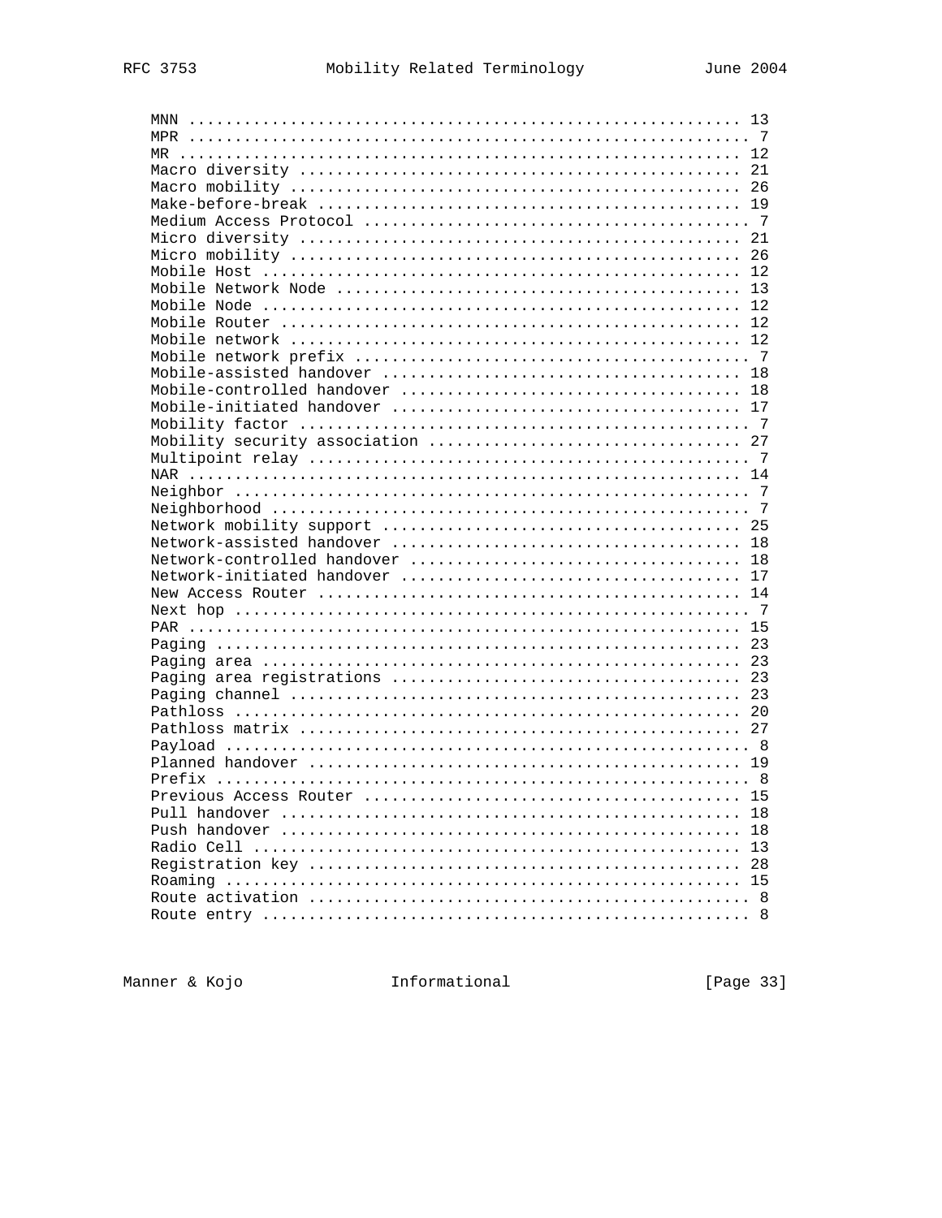```
MNN ........................................................... 13
MPR ............................................................ 7
MR ............................................................ 12
Macro diversity ............................................... 21
Macro mobility ................................................ 26
Make-before-break ............................................. 19
Medium Access Protocol ......................................... 7
Micro diversity ............................................... 21
Micro mobility ................................................ 26
Mobile Host ................................................... 12
Mobile Network Node ........................................... 13
Mobile Node ................................................... 12
Mobile Router ................................................. 12
Mobile network ................................................ 12
Mobile network prefix .......................................... 7
Mobile-assisted handover ...................................... 18
Mobile-controlled handover .................................... 18
Mobile-initiated handover ..................................... 17
Mobility factor ................................................ 7
Mobility security association ................................. 27
Multipoint relay ............................................... 7
NAR ........................................................... 14
Neighbor ....................................................... 7
Neighborhood ................................................... 7
Network mobility support ...................................... 25
Network-assisted handover ..................................... 18
Network-controlled handover ................................... 18
Network-initiated handover .................................... 17
New Access Router ............................................. 14
Next hop ....................................................... 7
PAR ........................................................... 15
Paging ........................................................ 23
Paging area ................................................... 23
Paging area registrations ..................................... 23
Paging channel ................................................ 23
Pathloss ...................................................... 20
Pathloss matrix ............................................... 27
Payload ........................................................ 8
Planned handover .............................................. 19
Prefix ......................................................... 8
Previous Access Router ........................................ 15
Pull handover ................................................. 18
Push handover ................................................. 18
Radio Cell .................................................... 13
Registration key .............................................. 28
Roaming ....................................................... 15
Route activation ............................................... 8
Route entry .................................................... 8
```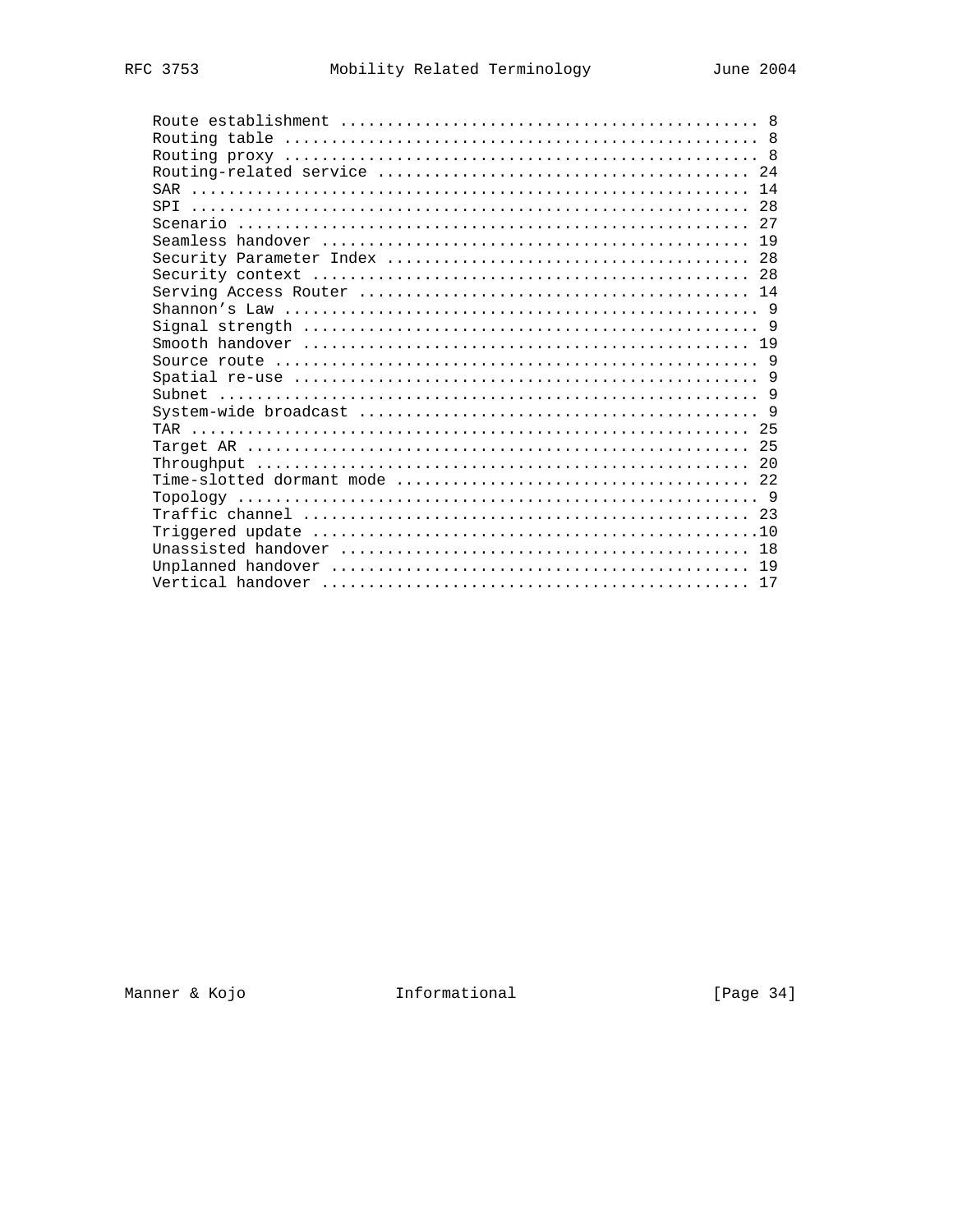```
   Route establishment ............................................ 8
   Routing table .................................................. 8
   Routing proxy .................................................. 8
   Routing-related service ....................................... 24
   SAR ........................................................... 14
   SPI ........................................................... 28
   Scenario ...................................................... 27
   Seamless handover ............................................. 19
   Security Parameter Index ...................................... 28
   Security context .............................................. 28
   Serving Access Router ......................................... 14
   Shannon's Law .................................................. 9
   Signal strength ................................................ 9
   Smooth handover ............................................... 19
   Source route ................................................... 9
   Spatial re-use ................................................. 9
   Subnet ......................................................... 9
   System-wide broadcast .......................................... 9
   TAR ........................................................... 25
   Target AR ..................................................... 25
   Throughput .................................................... 20
   Time-slotted dormant mode ..................................... 22
   Topology ....................................................... 9
   Traffic channel ............................................... 23
   Triggered update ...............................................10
   Unassisted handover ........................................... 18
   Unplanned handover ............................................ 19
   Vertical handover ............................................. 17
```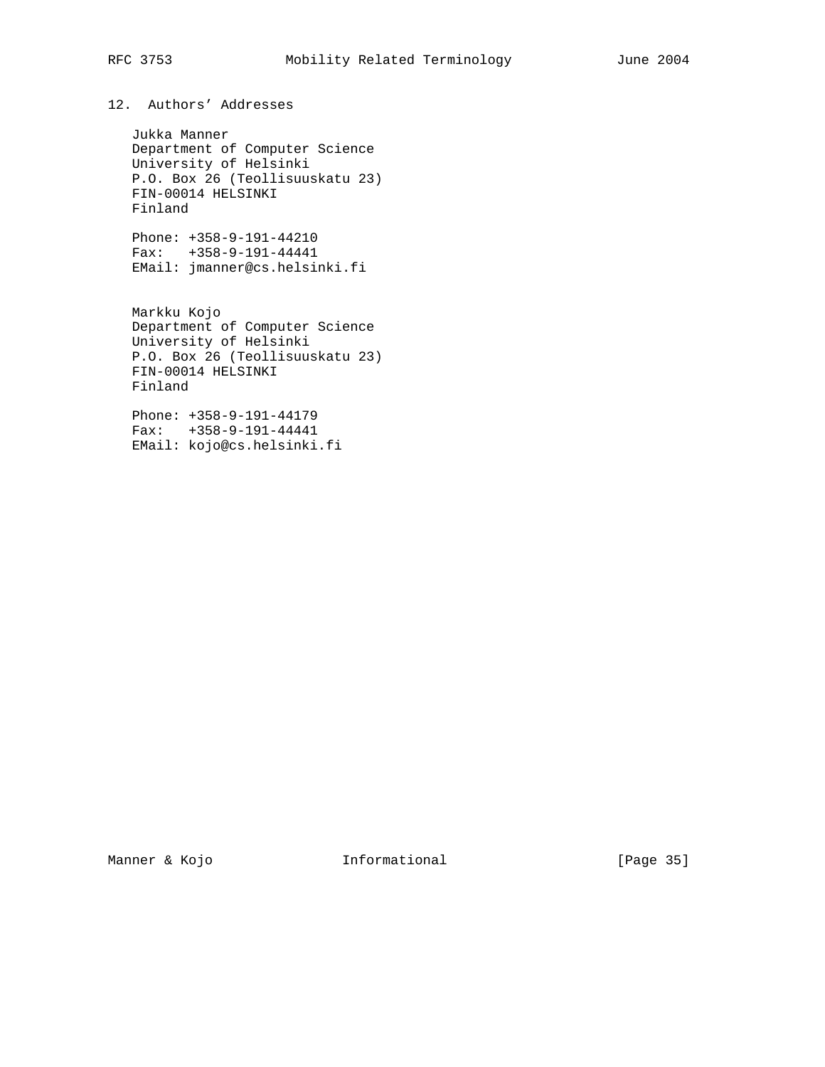## 12. Authors' Addresses

Jukka Manner
Department of Computer Science
University of Helsinki
P.O. Box 26 (Teollisuuskatu 23)
FIN-00014 HELSINKI
Finland

Phone: +358-9-191-44210
Fax: +358-9-191-44441
EMail: jmanner@cs.helsinki.fi

Markku Kojo
Department of Computer Science
University of Helsinki
P.O. Box 26 (Teollisuuskatu 23)
FIN-00014 HELSINKI
Finland

Phone: +358-9-191-44179
Fax: +358-9-191-44441
EMail: kojo@cs.helsinki.fi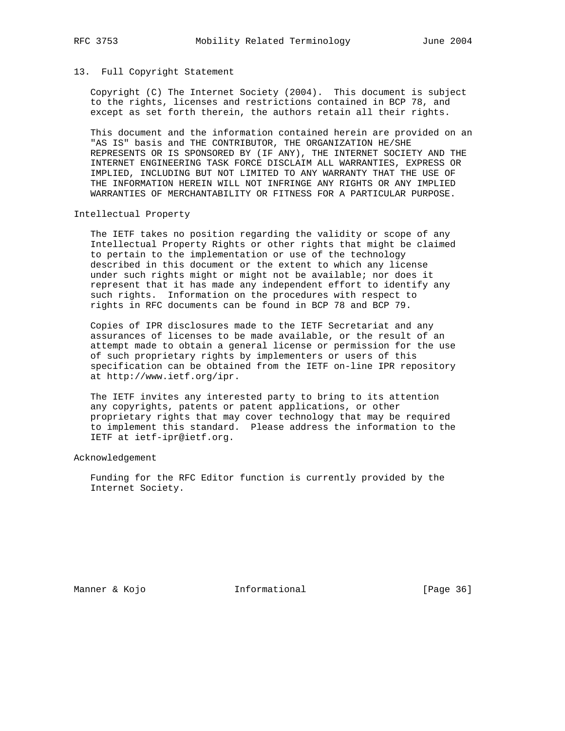## 13. Full Copyright Statement

Copyright (C) The Internet Society (2004). This document is subject to the rights, licenses and restrictions contained in BCP 78, and except as set forth therein, the authors retain all their rights.

This document and the information contained herein are provided on an "AS IS" basis and THE CONTRIBUTOR, THE ORGANIZATION HE/SHE REPRESENTS OR IS SPONSORED BY (IF ANY), THE INTERNET SOCIETY AND THE INTERNET ENGINEERING TASK FORCE DISCLAIM ALL WARRANTIES, EXPRESS OR IMPLIED, INCLUDING BUT NOT LIMITED TO ANY WARRANTY THAT THE USE OF THE INFORMATION HEREIN WILL NOT INFRINGE ANY RIGHTS OR ANY IMPLIED WARRANTIES OF MERCHANTABILITY OR FITNESS FOR A PARTICULAR PURPOSE.

### Intellectual Property

The IETF takes no position regarding the validity or scope of any Intellectual Property Rights or other rights that might be claimed to pertain to the implementation or use of the technology described in this document or the extent to which any license under such rights might or might not be available; nor does it represent that it has made any independent effort to identify any such rights. Information on the procedures with respect to rights in RFC documents can be found in BCP 78 and BCP 79.

Copies of IPR disclosures made to the IETF Secretariat and any assurances of licenses to be made available, or the result of an attempt made to obtain a general license or permission for the use of such proprietary rights by implementers or users of this specification can be obtained from the IETF on-line IPR repository at http://www.ietf.org/ipr.

The IETF invites any interested party to bring to its attention any copyrights, patents or patent applications, or other proprietary rights that may cover technology that may be required to implement this standard. Please address the information to the IETF at ietf-ipr@ietf.org.

### Acknowledgement

Funding for the RFC Editor function is currently provided by the Internet Society.